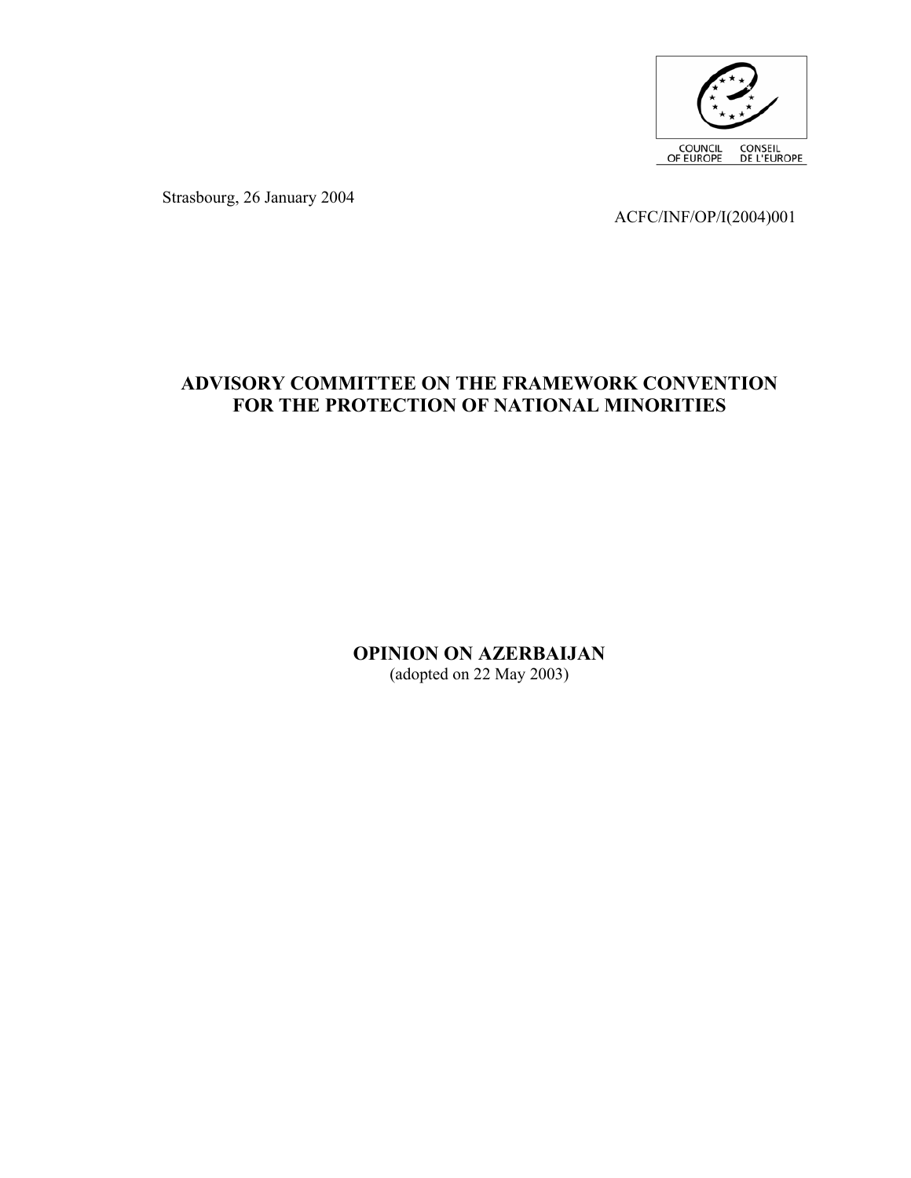COUNCIL OF EUROPE CONSEIL DE L'EUROPE

Strasbourg, 26 January 2004

ACFC/INF/OP/I(2004)001

# ADVISORY COMMITTEE ON THE FRAMEWORK CONVENTION FOR THE PROTECTION OF NATIONAL MINORITIES

# OPINION ON AZERBAIJAN

(adopted on 22 May 2003)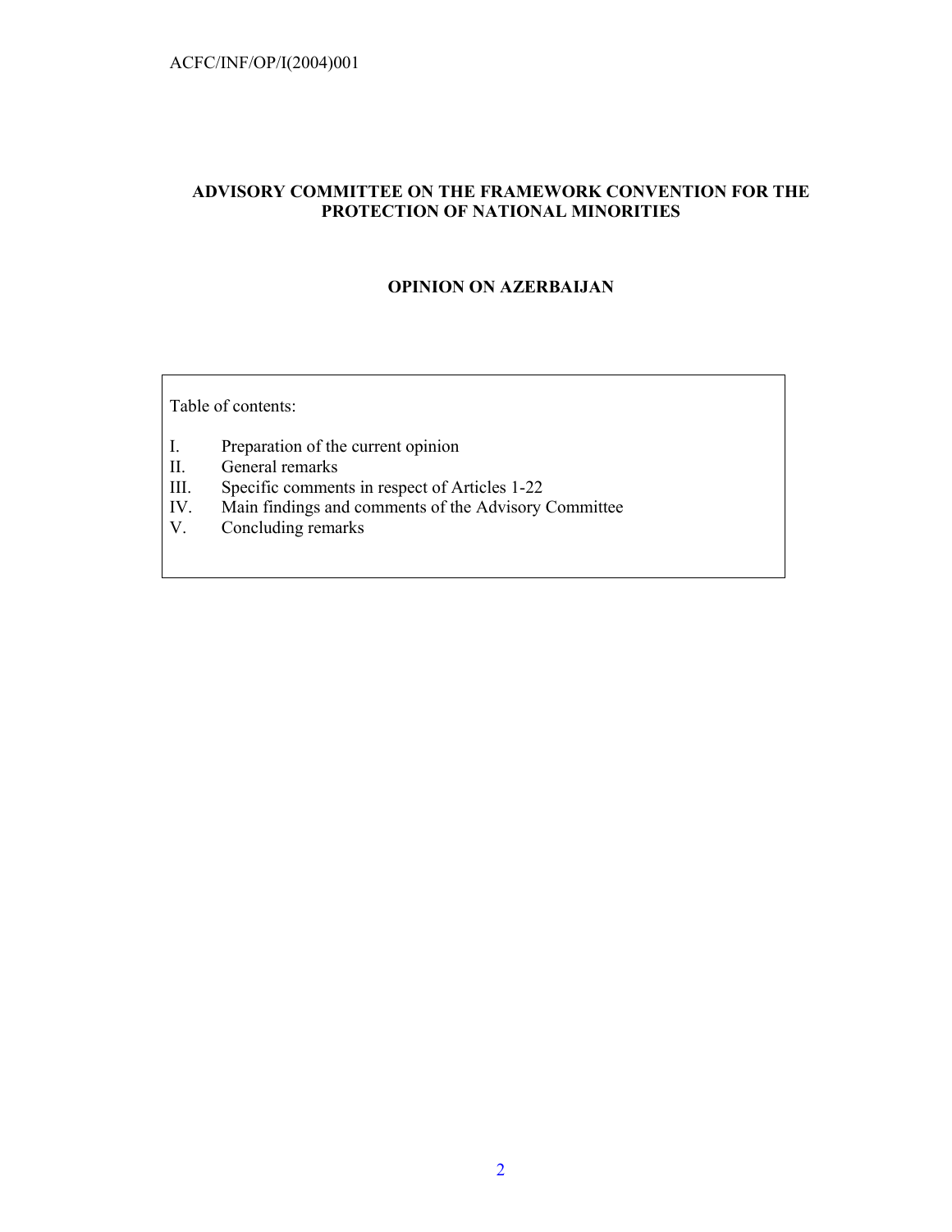**ADVISORY COMMITTEE ON THE FRAMEWORK CONVENTION FOR THE PROTECTION OF NATIONAL MINORITIES**

**OPINION ON AZERBAIJAN**

Table of contents:

I. Preparation of the current opinion
II. General remarks
III. Specific comments in respect of Articles 1-22
IV. Main findings and comments of the Advisory Committee
V. Concluding remarks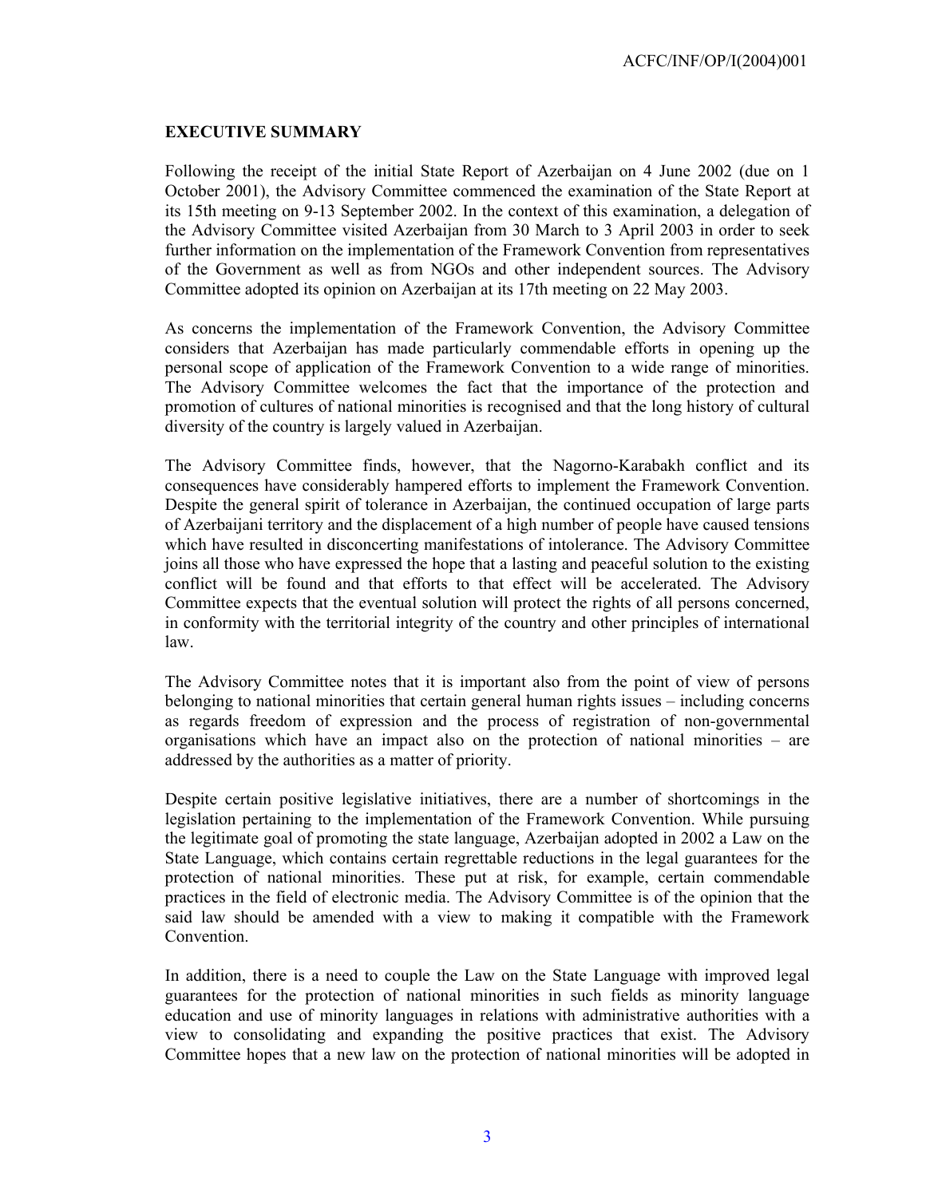## EXECUTIVE SUMMARY

Following the receipt of the initial State Report of Azerbaijan on 4 June 2002 (due on 1 October 2001), the Advisory Committee commenced the examination of the State Report at its 15th meeting on 9-13 September 2002. In the context of this examination, a delegation of the Advisory Committee visited Azerbaijan from 30 March to 3 April 2003 in order to seek further information on the implementation of the Framework Convention from representatives of the Government as well as from NGOs and other independent sources. The Advisory Committee adopted its opinion on Azerbaijan at its 17th meeting on 22 May 2003.

As concerns the implementation of the Framework Convention, the Advisory Committee considers that Azerbaijan has made particularly commendable efforts in opening up the personal scope of application of the Framework Convention to a wide range of minorities. The Advisory Committee welcomes the fact that the importance of the protection and promotion of cultures of national minorities is recognised and that the long history of cultural diversity of the country is largely valued in Azerbaijan.

The Advisory Committee finds, however, that the Nagorno-Karabakh conflict and its consequences have considerably hampered efforts to implement the Framework Convention. Despite the general spirit of tolerance in Azerbaijan, the continued occupation of large parts of Azerbaijani territory and the displacement of a high number of people have caused tensions which have resulted in disconcerting manifestations of intolerance. The Advisory Committee joins all those who have expressed the hope that a lasting and peaceful solution to the existing conflict will be found and that efforts to that effect will be accelerated. The Advisory Committee expects that the eventual solution will protect the rights of all persons concerned, in conformity with the territorial integrity of the country and other principles of international law.

The Advisory Committee notes that it is important also from the point of view of persons belonging to national minorities that certain general human rights issues – including concerns as regards freedom of expression and the process of registration of non-governmental organisations which have an impact also on the protection of national minorities – are addressed by the authorities as a matter of priority.

Despite certain positive legislative initiatives, there are a number of shortcomings in the legislation pertaining to the implementation of the Framework Convention. While pursuing the legitimate goal of promoting the state language, Azerbaijan adopted in 2002 a Law on the State Language, which contains certain regrettable reductions in the legal guarantees for the protection of national minorities. These put at risk, for example, certain commendable practices in the field of electronic media. The Advisory Committee is of the opinion that the said law should be amended with a view to making it compatible with the Framework Convention.

In addition, there is a need to couple the Law on the State Language with improved legal guarantees for the protection of national minorities in such fields as minority language education and use of minority languages in relations with administrative authorities with a view to consolidating and expanding the positive practices that exist. The Advisory Committee hopes that a new law on the protection of national minorities will be adopted in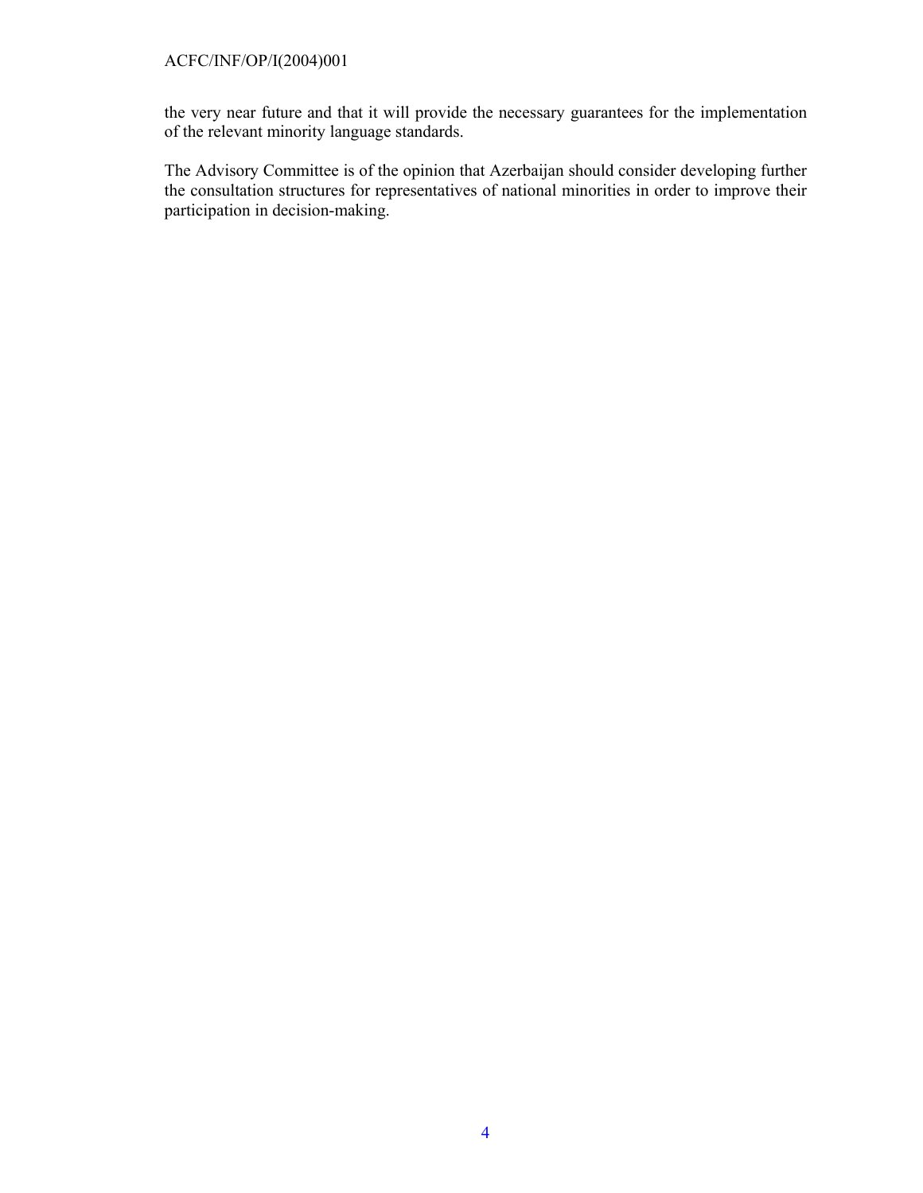the very near future and that it will provide the necessary guarantees for the implementation of the relevant minority language standards.

The Advisory Committee is of the opinion that Azerbaijan should consider developing further the consultation structures for representatives of national minorities in order to improve their participation in decision-making.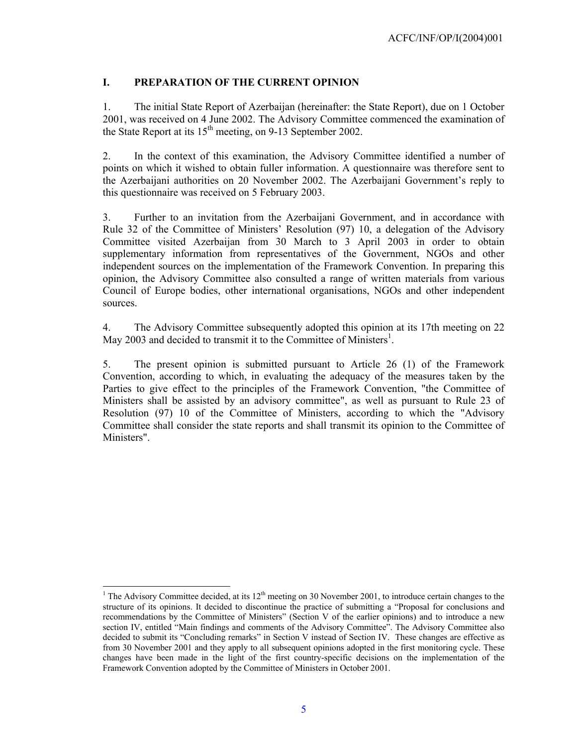## I. PREPARATION OF THE CURRENT OPINION

1. The initial State Report of Azerbaijan (hereinafter: the State Report), due on 1 October 2001, was received on 4 June 2002. The Advisory Committee commenced the examination of the State Report at its 15th meeting, on 9-13 September 2002.

2. In the context of this examination, the Advisory Committee identified a number of points on which it wished to obtain fuller information. A questionnaire was therefore sent to the Azerbaijani authorities on 20 November 2002. The Azerbaijani Government's reply to this questionnaire was received on 5 February 2003.

3. Further to an invitation from the Azerbaijani Government, and in accordance with Rule 32 of the Committee of Ministers' Resolution (97) 10, a delegation of the Advisory Committee visited Azerbaijan from 30 March to 3 April 2003 in order to obtain supplementary information from representatives of the Government, NGOs and other independent sources on the implementation of the Framework Convention. In preparing this opinion, the Advisory Committee also consulted a range of written materials from various Council of Europe bodies, other international organisations, NGOs and other independent sources.

4. The Advisory Committee subsequently adopted this opinion at its 17th meeting on 22 May 2003 and decided to transmit it to the Committee of Ministers[1].

5. The present opinion is submitted pursuant to Article 26 (1) of the Framework Convention, according to which, in evaluating the adequacy of the measures taken by the Parties to give effect to the principles of the Framework Convention, "the Committee of Ministers shall be assisted by an advisory committee", as well as pursuant to Rule 23 of Resolution (97) 10 of the Committee of Ministers, according to which the "Advisory Committee shall consider the state reports and shall transmit its opinion to the Committee of Ministers".

---

[1] The Advisory Committee decided, at its 12th meeting on 30 November 2001, to introduce certain changes to the structure of its opinions. It decided to discontinue the practice of submitting a "Proposal for conclusions and recommendations by the Committee of Ministers" (Section V of the earlier opinions) and to introduce a new section IV, entitled "Main findings and comments of the Advisory Committee". The Advisory Committee also decided to submit its "Concluding remarks" in Section V instead of Section IV. These changes are effective as from 30 November 2001 and they apply to all subsequent opinions adopted in the first monitoring cycle. These changes have been made in the light of the first country-specific decisions on the implementation of the Framework Convention adopted by the Committee of Ministers in October 2001.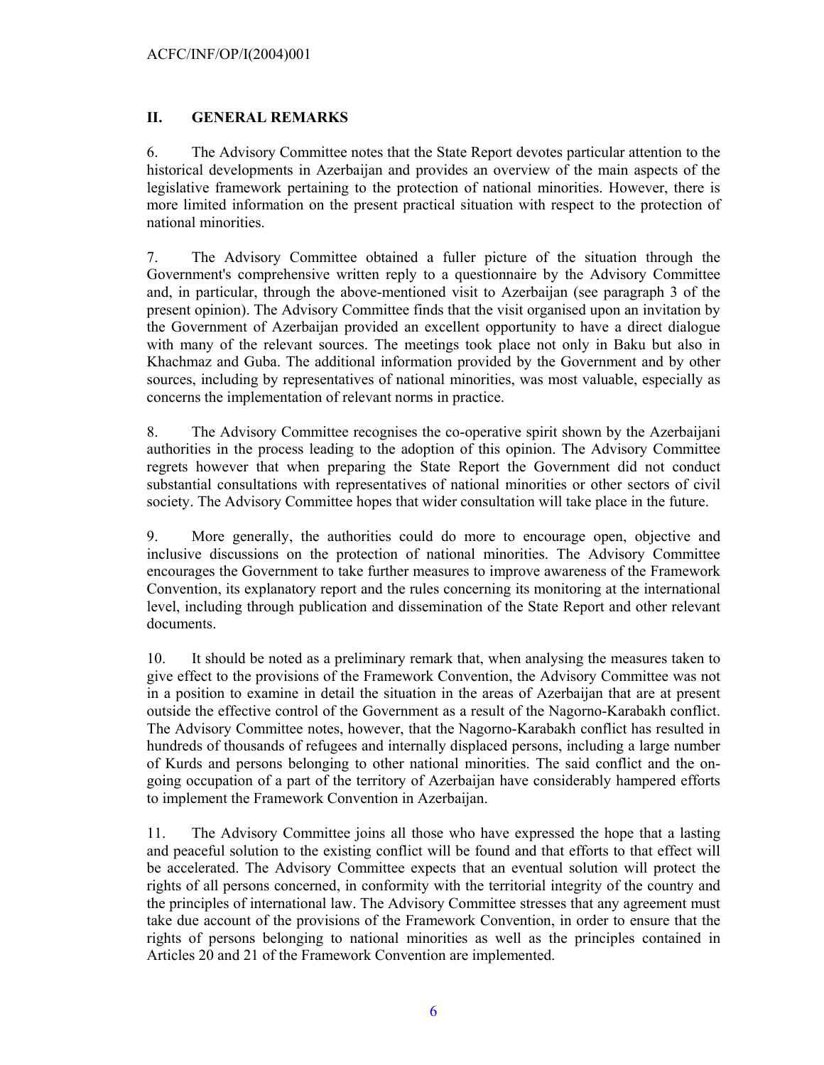## II. GENERAL REMARKS

6. The Advisory Committee notes that the State Report devotes particular attention to the historical developments in Azerbaijan and provides an overview of the main aspects of the legislative framework pertaining to the protection of national minorities. However, there is more limited information on the present practical situation with respect to the protection of national minorities.

7. The Advisory Committee obtained a fuller picture of the situation through the Government's comprehensive written reply to a questionnaire by the Advisory Committee and, in particular, through the above-mentioned visit to Azerbaijan (see paragraph 3 of the present opinion). The Advisory Committee finds that the visit organised upon an invitation by the Government of Azerbaijan provided an excellent opportunity to have a direct dialogue with many of the relevant sources. The meetings took place not only in Baku but also in Khachmaz and Guba. The additional information provided by the Government and by other sources, including by representatives of national minorities, was most valuable, especially as concerns the implementation of relevant norms in practice.

8. The Advisory Committee recognises the co-operative spirit shown by the Azerbaijani authorities in the process leading to the adoption of this opinion. The Advisory Committee regrets however that when preparing the State Report the Government did not conduct substantial consultations with representatives of national minorities or other sectors of civil society. The Advisory Committee hopes that wider consultation will take place in the future.

9. More generally, the authorities could do more to encourage open, objective and inclusive discussions on the protection of national minorities. The Advisory Committee encourages the Government to take further measures to improve awareness of the Framework Convention, its explanatory report and the rules concerning its monitoring at the international level, including through publication and dissemination of the State Report and other relevant documents.

10. It should be noted as a preliminary remark that, when analysing the measures taken to give effect to the provisions of the Framework Convention, the Advisory Committee was not in a position to examine in detail the situation in the areas of Azerbaijan that are at present outside the effective control of the Government as a result of the Nagorno-Karabakh conflict. The Advisory Committee notes, however, that the Nagorno-Karabakh conflict has resulted in hundreds of thousands of refugees and internally displaced persons, including a large number of Kurds and persons belonging to other national minorities. The said conflict and the on-going occupation of a part of the territory of Azerbaijan have considerably hampered efforts to implement the Framework Convention in Azerbaijan.

11. The Advisory Committee joins all those who have expressed the hope that a lasting and peaceful solution to the existing conflict will be found and that efforts to that effect will be accelerated. The Advisory Committee expects that an eventual solution will protect the rights of all persons concerned, in conformity with the territorial integrity of the country and the principles of international law. The Advisory Committee stresses that any agreement must take due account of the provisions of the Framework Convention, in order to ensure that the rights of persons belonging to national minorities as well as the principles contained in Articles 20 and 21 of the Framework Convention are implemented.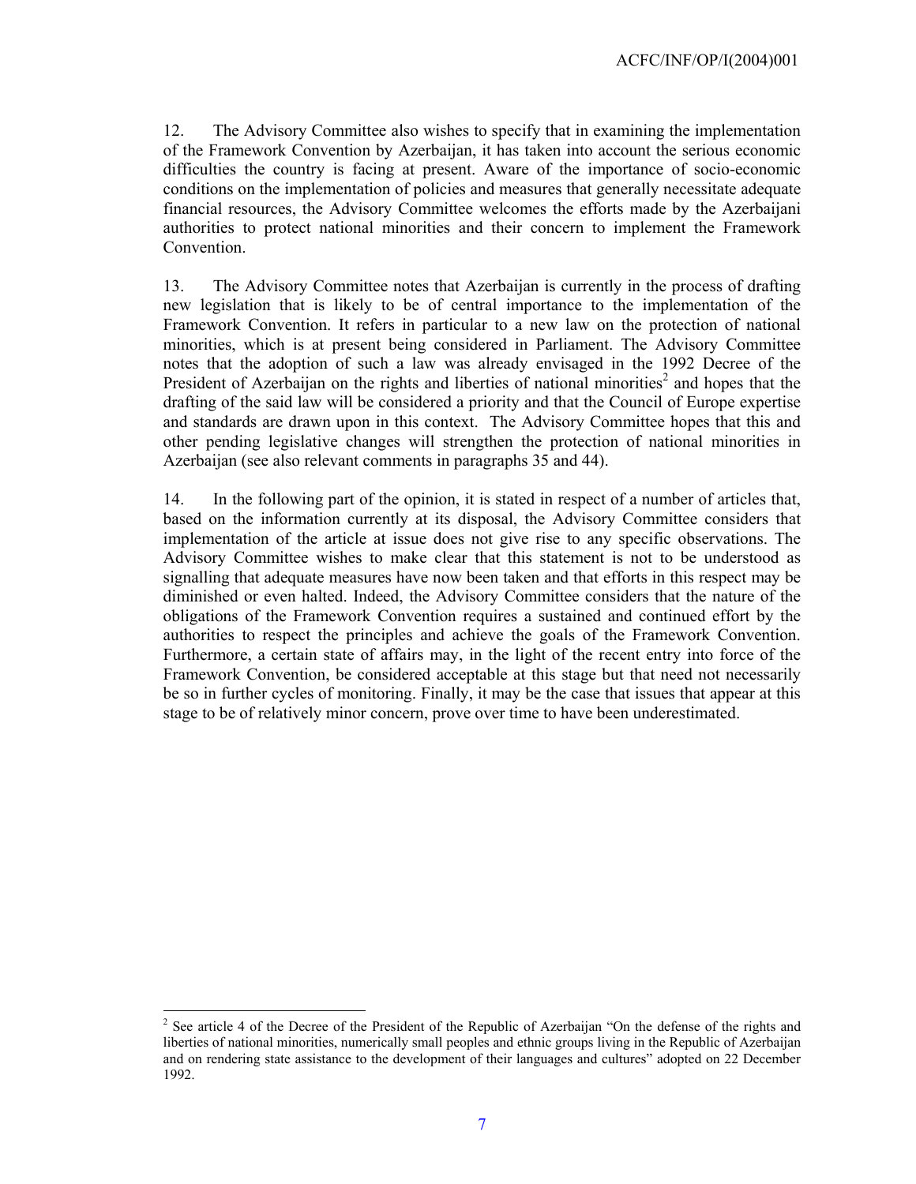12. The Advisory Committee also wishes to specify that in examining the implementation of the Framework Convention by Azerbaijan, it has taken into account the serious economic difficulties the country is facing at present. Aware of the importance of socio-economic conditions on the implementation of policies and measures that generally necessitate adequate financial resources, the Advisory Committee welcomes the efforts made by the Azerbaijani authorities to protect national minorities and their concern to implement the Framework Convention.

13. The Advisory Committee notes that Azerbaijan is currently in the process of drafting new legislation that is likely to be of central importance to the implementation of the Framework Convention. It refers in particular to a new law on the protection of national minorities, which is at present being considered in Parliament. The Advisory Committee notes that the adoption of such a law was already envisaged in the 1992 Decree of the President of Azerbaijan on the rights and liberties of national minorities[2] and hopes that the drafting of the said law will be considered a priority and that the Council of Europe expertise and standards are drawn upon in this context. The Advisory Committee hopes that this and other pending legislative changes will strengthen the protection of national minorities in Azerbaijan (see also relevant comments in paragraphs 35 and 44).

14. In the following part of the opinion, it is stated in respect of a number of articles that, based on the information currently at its disposal, the Advisory Committee considers that implementation of the article at issue does not give rise to any specific observations. The Advisory Committee wishes to make clear that this statement is not to be understood as signalling that adequate measures have now been taken and that efforts in this respect may be diminished or even halted. Indeed, the Advisory Committee considers that the nature of the obligations of the Framework Convention requires a sustained and continued effort by the authorities to respect the principles and achieve the goals of the Framework Convention. Furthermore, a certain state of affairs may, in the light of the recent entry into force of the Framework Convention, be considered acceptable at this stage but that need not necessarily be so in further cycles of monitoring. Finally, it may be the case that issues that appear at this stage to be of relatively minor concern, prove over time to have been underestimated.

[2] See article 4 of the Decree of the President of the Republic of Azerbaijan "On the defense of the rights and liberties of national minorities, numerically small peoples and ethnic groups living in the Republic of Azerbaijan and on rendering state assistance to the development of their languages and cultures" adopted on 22 December 1992.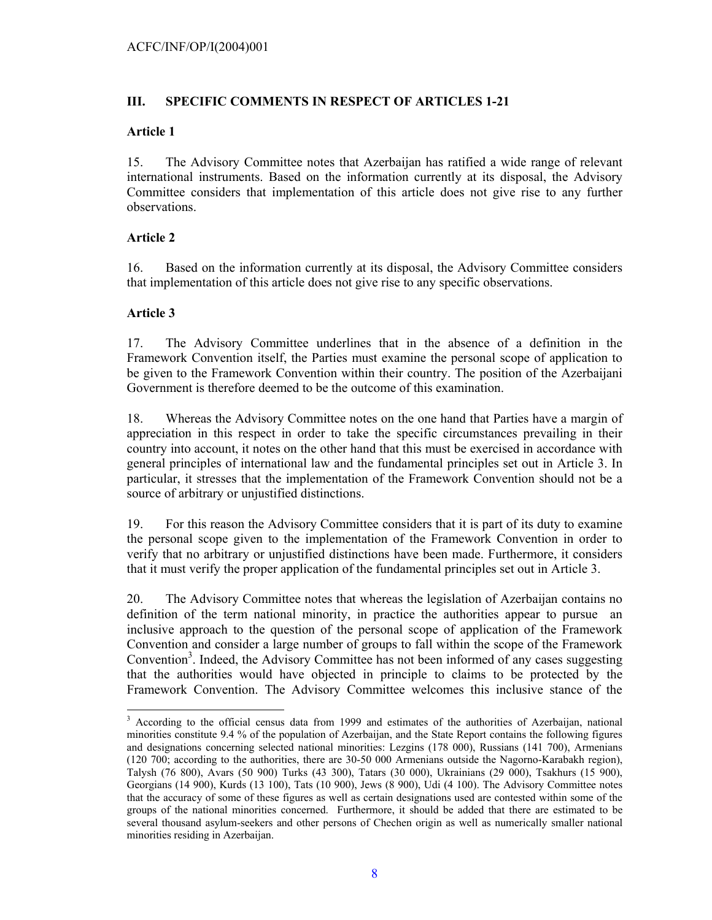## III. SPECIFIC COMMENTS IN RESPECT OF ARTICLES 1-21

### Article 1

15. The Advisory Committee notes that Azerbaijan has ratified a wide range of relevant international instruments. Based on the information currently at its disposal, the Advisory Committee considers that implementation of this article does not give rise to any further observations.

### Article 2

16. Based on the information currently at its disposal, the Advisory Committee considers that implementation of this article does not give rise to any specific observations.

### Article 3

17. The Advisory Committee underlines that in the absence of a definition in the Framework Convention itself, the Parties must examine the personal scope of application to be given to the Framework Convention within their country. The position of the Azerbaijani Government is therefore deemed to be the outcome of this examination.

18. Whereas the Advisory Committee notes on the one hand that Parties have a margin of appreciation in this respect in order to take the specific circumstances prevailing in their country into account, it notes on the other hand that this must be exercised in accordance with general principles of international law and the fundamental principles set out in Article 3. In particular, it stresses that the implementation of the Framework Convention should not be a source of arbitrary or unjustified distinctions.

19. For this reason the Advisory Committee considers that it is part of its duty to examine the personal scope given to the implementation of the Framework Convention in order to verify that no arbitrary or unjustified distinctions have been made. Furthermore, it considers that it must verify the proper application of the fundamental principles set out in Article 3.

20. The Advisory Committee notes that whereas the legislation of Azerbaijan contains no definition of the term national minority, in practice the authorities appear to pursue an inclusive approach to the question of the personal scope of application of the Framework Convention and consider a large number of groups to fall within the scope of the Framework Convention[3]. Indeed, the Advisory Committee has not been informed of any cases suggesting that the authorities would have objected in principle to claims to be protected by the Framework Convention. The Advisory Committee welcomes this inclusive stance of the

[3] According to the official census data from 1999 and estimates of the authorities of Azerbaijan, national minorities constitute 9.4 % of the population of Azerbaijan, and the State Report contains the following figures and designations concerning selected national minorities: Lezgins (178 000), Russians (141 700), Armenians (120 700; according to the authorities, there are 30-50 000 Armenians outside the Nagorno-Karabakh region), Talysh (76 800), Avars (50 900) Turks (43 300), Tatars (30 000), Ukrainians (29 000), Tsakhurs (15 900), Georgians (14 900), Kurds (13 100), Tats (10 900), Jews (8 900), Udi (4 100). The Advisory Committee notes that the accuracy of some of these figures as well as certain designations used are contested within some of the groups of the national minorities concerned. Furthermore, it should be added that there are estimated to be several thousand asylum-seekers and other persons of Chechen origin as well as numerically smaller national minorities residing in Azerbaijan.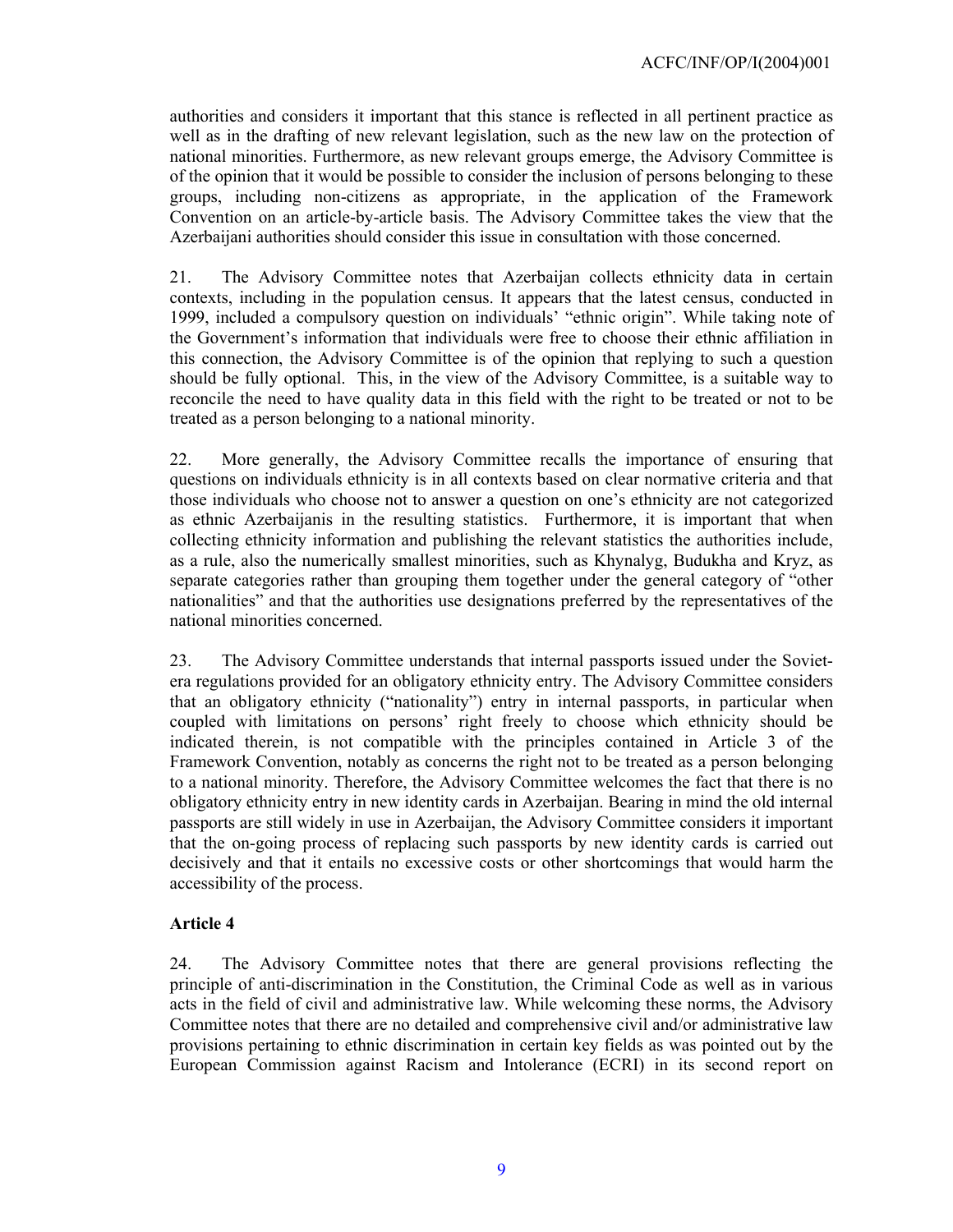authorities and considers it important that this stance is reflected in all pertinent practice as well as in the drafting of new relevant legislation, such as the new law on the protection of national minorities. Furthermore, as new relevant groups emerge, the Advisory Committee is of the opinion that it would be possible to consider the inclusion of persons belonging to these groups, including non-citizens as appropriate, in the application of the Framework Convention on an article-by-article basis. The Advisory Committee takes the view that the Azerbaijani authorities should consider this issue in consultation with those concerned.

21. The Advisory Committee notes that Azerbaijan collects ethnicity data in certain contexts, including in the population census. It appears that the latest census, conducted in 1999, included a compulsory question on individuals' "ethnic origin". While taking note of the Government's information that individuals were free to choose their ethnic affiliation in this connection, the Advisory Committee is of the opinion that replying to such a question should be fully optional. This, in the view of the Advisory Committee, is a suitable way to reconcile the need to have quality data in this field with the right to be treated or not to be treated as a person belonging to a national minority.

22. More generally, the Advisory Committee recalls the importance of ensuring that questions on individuals ethnicity is in all contexts based on clear normative criteria and that those individuals who choose not to answer a question on one's ethnicity are not categorized as ethnic Azerbaijanis in the resulting statistics. Furthermore, it is important that when collecting ethnicity information and publishing the relevant statistics the authorities include, as a rule, also the numerically smallest minorities, such as Khynalyg, Budukha and Kryz, as separate categories rather than grouping them together under the general category of "other nationalities" and that the authorities use designations preferred by the representatives of the national minorities concerned.

23. The Advisory Committee understands that internal passports issued under the Soviet-era regulations provided for an obligatory ethnicity entry. The Advisory Committee considers that an obligatory ethnicity ("nationality") entry in internal passports, in particular when coupled with limitations on persons' right freely to choose which ethnicity should be indicated therein, is not compatible with the principles contained in Article 3 of the Framework Convention, notably as concerns the right not to be treated as a person belonging to a national minority. Therefore, the Advisory Committee welcomes the fact that there is no obligatory ethnicity entry in new identity cards in Azerbaijan. Bearing in mind the old internal passports are still widely in use in Azerbaijan, the Advisory Committee considers it important that the on-going process of replacing such passports by new identity cards is carried out decisively and that it entails no excessive costs or other shortcomings that would harm the accessibility of the process.

**Article 4**

24. The Advisory Committee notes that there are general provisions reflecting the principle of anti-discrimination in the Constitution, the Criminal Code as well as in various acts in the field of civil and administrative law. While welcoming these norms, the Advisory Committee notes that there are no detailed and comprehensive civil and/or administrative law provisions pertaining to ethnic discrimination in certain key fields as was pointed out by the European Commission against Racism and Intolerance (ECRI) in its second report on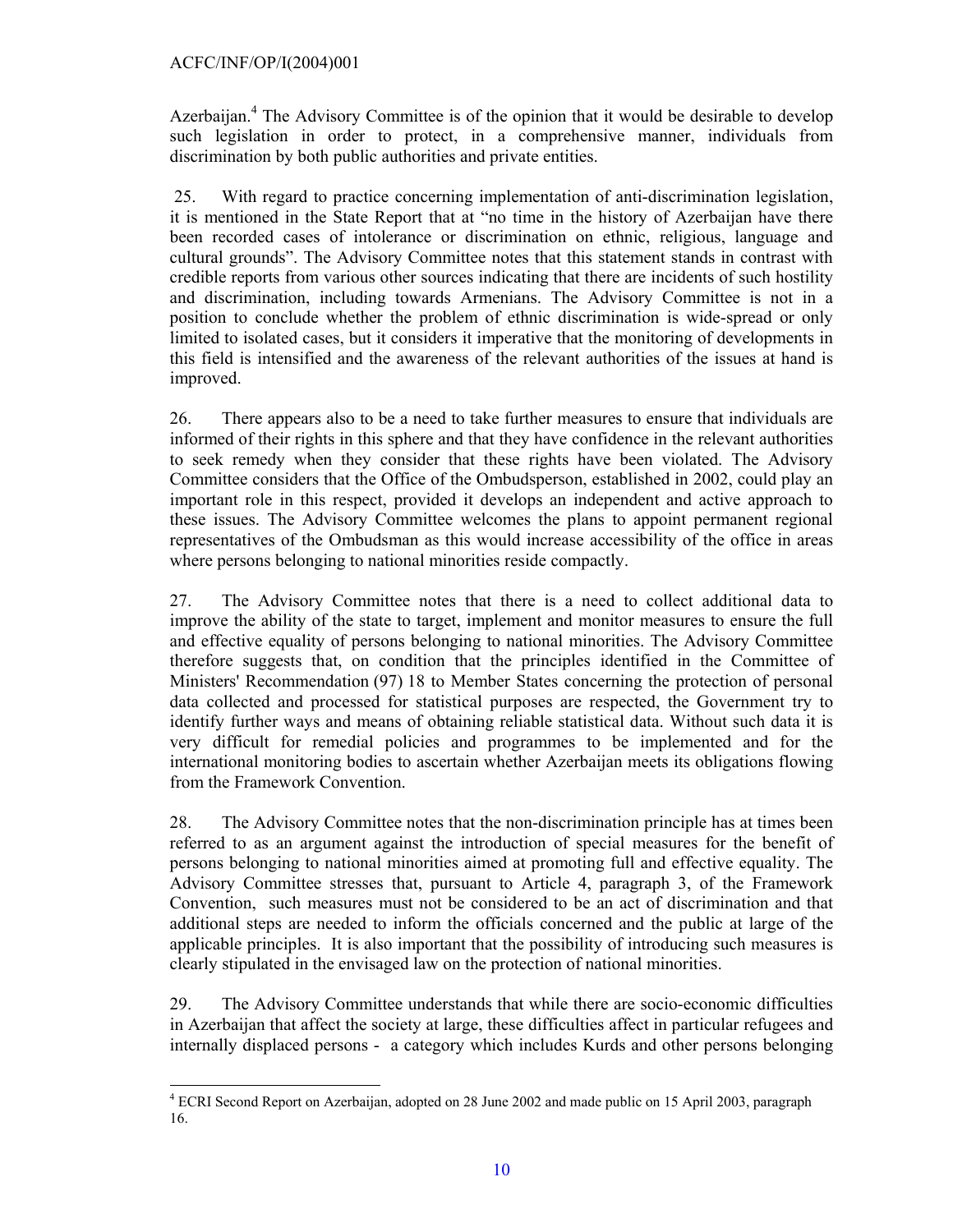Azerbaijan.[4] The Advisory Committee is of the opinion that it would be desirable to develop such legislation in order to protect, in a comprehensive manner, individuals from discrimination by both public authorities and private entities.

25. With regard to practice concerning implementation of anti-discrimination legislation, it is mentioned in the State Report that at "no time in the history of Azerbaijan have there been recorded cases of intolerance or discrimination on ethnic, religious, language and cultural grounds". The Advisory Committee notes that this statement stands in contrast with credible reports from various other sources indicating that there are incidents of such hostility and discrimination, including towards Armenians. The Advisory Committee is not in a position to conclude whether the problem of ethnic discrimination is wide-spread or only limited to isolated cases, but it considers it imperative that the monitoring of developments in this field is intensified and the awareness of the relevant authorities of the issues at hand is improved.

26. There appears also to be a need to take further measures to ensure that individuals are informed of their rights in this sphere and that they have confidence in the relevant authorities to seek remedy when they consider that these rights have been violated. The Advisory Committee considers that the Office of the Ombudsperson, established in 2002, could play an important role in this respect, provided it develops an independent and active approach to these issues. The Advisory Committee welcomes the plans to appoint permanent regional representatives of the Ombudsman as this would increase accessibility of the office in areas where persons belonging to national minorities reside compactly.

27. The Advisory Committee notes that there is a need to collect additional data to improve the ability of the state to target, implement and monitor measures to ensure the full and effective equality of persons belonging to national minorities. The Advisory Committee therefore suggests that, on condition that the principles identified in the Committee of Ministers' Recommendation (97) 18 to Member States concerning the protection of personal data collected and processed for statistical purposes are respected, the Government try to identify further ways and means of obtaining reliable statistical data. Without such data it is very difficult for remedial policies and programmes to be implemented and for the international monitoring bodies to ascertain whether Azerbaijan meets its obligations flowing from the Framework Convention.

28. The Advisory Committee notes that the non-discrimination principle has at times been referred to as an argument against the introduction of special measures for the benefit of persons belonging to national minorities aimed at promoting full and effective equality. The Advisory Committee stresses that, pursuant to Article 4, paragraph 3, of the Framework Convention, such measures must not be considered to be an act of discrimination and that additional steps are needed to inform the officials concerned and the public at large of the applicable principles. It is also important that the possibility of introducing such measures is clearly stipulated in the envisaged law on the protection of national minorities.

29. The Advisory Committee understands that while there are socio-economic difficulties in Azerbaijan that affect the society at large, these difficulties affect in particular refugees and internally displaced persons - a category which includes Kurds and other persons belonging

[4] ECRI Second Report on Azerbaijan, adopted on 28 June 2002 and made public on 15 April 2003, paragraph 16.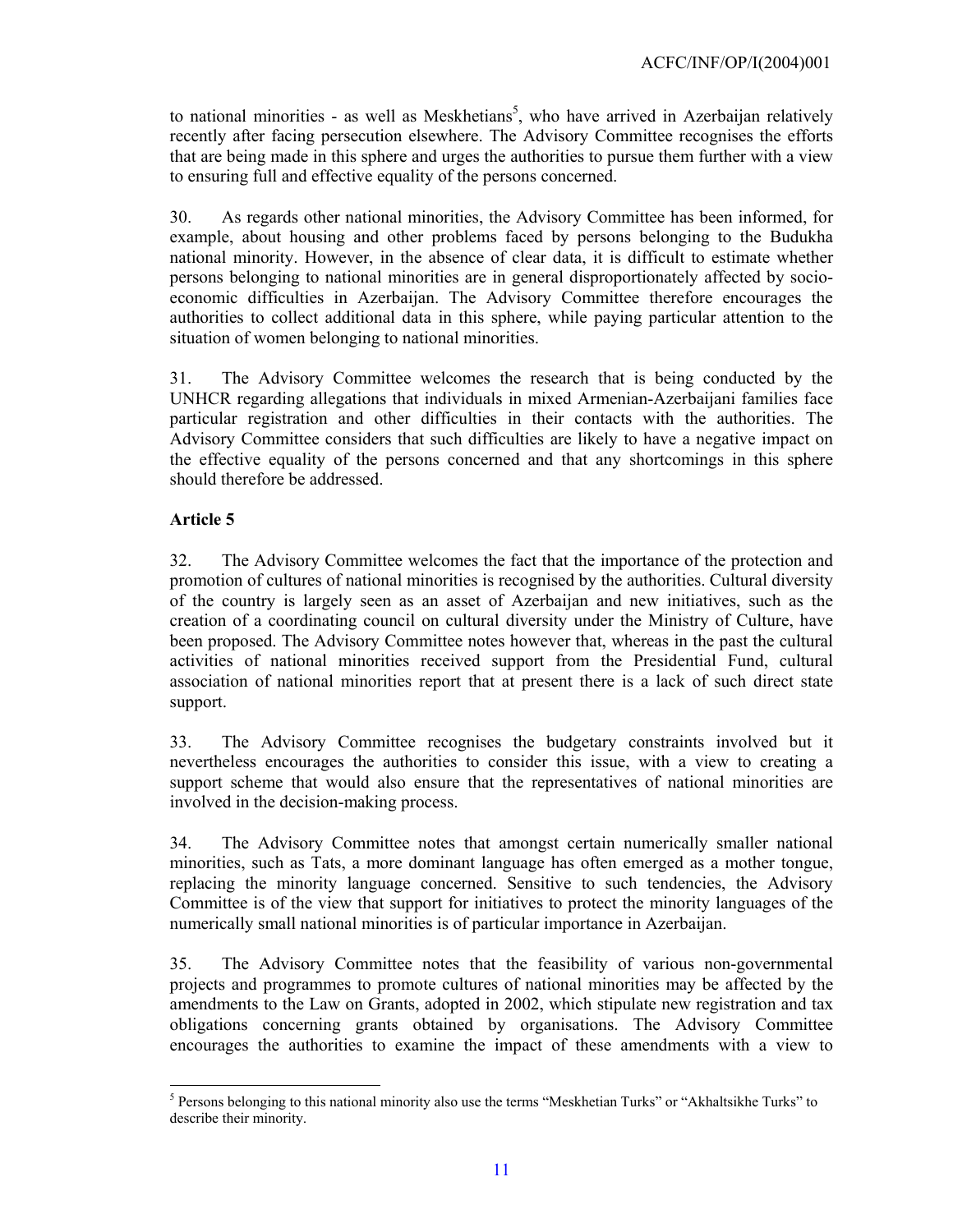to national minorities - as well as Meskhetians[5], who have arrived in Azerbaijan relatively recently after facing persecution elsewhere. The Advisory Committee recognises the efforts that are being made in this sphere and urges the authorities to pursue them further with a view to ensuring full and effective equality of the persons concerned.

30. As regards other national minorities, the Advisory Committee has been informed, for example, about housing and other problems faced by persons belonging to the Budukha national minority. However, in the absence of clear data, it is difficult to estimate whether persons belonging to national minorities are in general disproportionately affected by socio-economic difficulties in Azerbaijan. The Advisory Committee therefore encourages the authorities to collect additional data in this sphere, while paying particular attention to the situation of women belonging to national minorities.

31. The Advisory Committee welcomes the research that is being conducted by the UNHCR regarding allegations that individuals in mixed Armenian-Azerbaijani families face particular registration and other difficulties in their contacts with the authorities. The Advisory Committee considers that such difficulties are likely to have a negative impact on the effective equality of the persons concerned and that any shortcomings in this sphere should therefore be addressed.

**Article 5**

32. The Advisory Committee welcomes the fact that the importance of the protection and promotion of cultures of national minorities is recognised by the authorities. Cultural diversity of the country is largely seen as an asset of Azerbaijan and new initiatives, such as the creation of a coordinating council on cultural diversity under the Ministry of Culture, have been proposed. The Advisory Committee notes however that, whereas in the past the cultural activities of national minorities received support from the Presidential Fund, cultural association of national minorities report that at present there is a lack of such direct state support.

33. The Advisory Committee recognises the budgetary constraints involved but it nevertheless encourages the authorities to consider this issue, with a view to creating a support scheme that would also ensure that the representatives of national minorities are involved in the decision-making process.

34. The Advisory Committee notes that amongst certain numerically smaller national minorities, such as Tats, a more dominant language has often emerged as a mother tongue, replacing the minority language concerned. Sensitive to such tendencies, the Advisory Committee is of the view that support for initiatives to protect the minority languages of the numerically small national minorities is of particular importance in Azerbaijan.

35. The Advisory Committee notes that the feasibility of various non-governmental projects and programmes to promote cultures of national minorities may be affected by the amendments to the Law on Grants, adopted in 2002, which stipulate new registration and tax obligations concerning grants obtained by organisations. The Advisory Committee encourages the authorities to examine the impact of these amendments with a view to

[5] Persons belonging to this national minority also use the terms "Meskhetian Turks" or "Akhaltsikhe Turks" to describe their minority.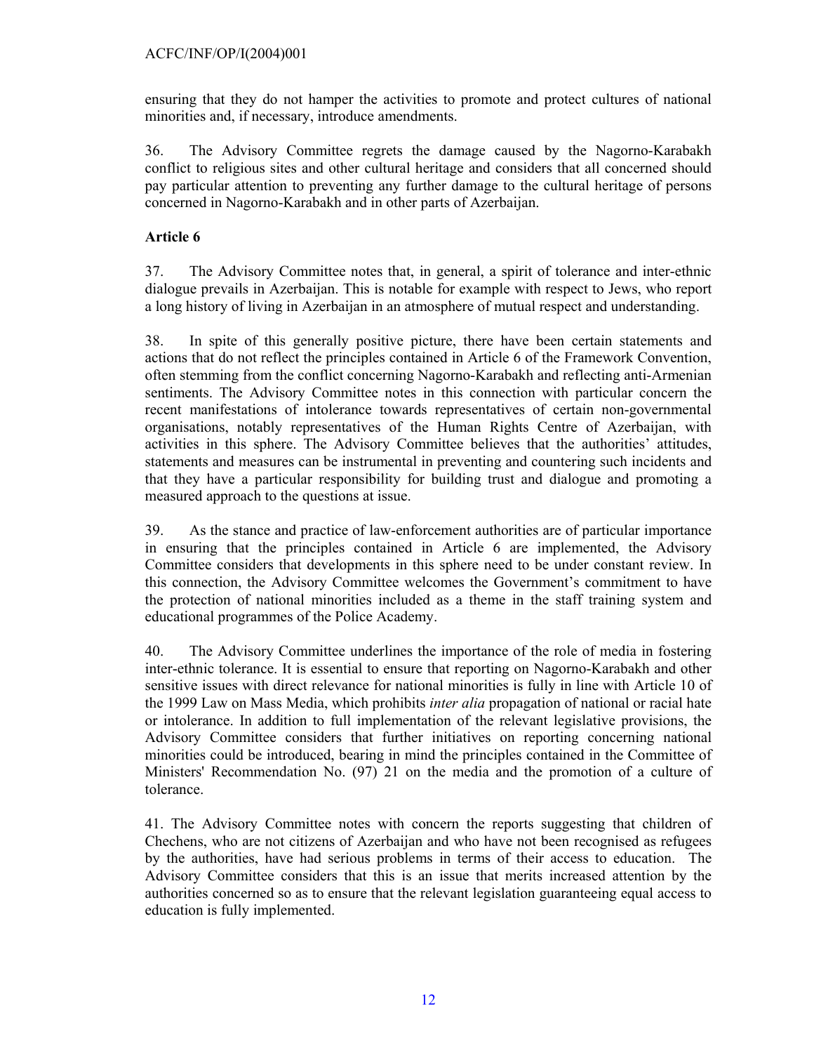ensuring that they do not hamper the activities to promote and protect cultures of national minorities and, if necessary, introduce amendments.

36. The Advisory Committee regrets the damage caused by the Nagorno-Karabakh conflict to religious sites and other cultural heritage and considers that all concerned should pay particular attention to preventing any further damage to the cultural heritage of persons concerned in Nagorno-Karabakh and in other parts of Azerbaijan.

### Article 6

37. The Advisory Committee notes that, in general, a spirit of tolerance and inter-ethnic dialogue prevails in Azerbaijan. This is notable for example with respect to Jews, who report a long history of living in Azerbaijan in an atmosphere of mutual respect and understanding.

38. In spite of this generally positive picture, there have been certain statements and actions that do not reflect the principles contained in Article 6 of the Framework Convention, often stemming from the conflict concerning Nagorno-Karabakh and reflecting anti-Armenian sentiments. The Advisory Committee notes in this connection with particular concern the recent manifestations of intolerance towards representatives of certain non-governmental organisations, notably representatives of the Human Rights Centre of Azerbaijan, with activities in this sphere. The Advisory Committee believes that the authorities' attitudes, statements and measures can be instrumental in preventing and countering such incidents and that they have a particular responsibility for building trust and dialogue and promoting a measured approach to the questions at issue.

39. As the stance and practice of law-enforcement authorities are of particular importance in ensuring that the principles contained in Article 6 are implemented, the Advisory Committee considers that developments in this sphere need to be under constant review. In this connection, the Advisory Committee welcomes the Government's commitment to have the protection of national minorities included as a theme in the staff training system and educational programmes of the Police Academy.

40. The Advisory Committee underlines the importance of the role of media in fostering inter-ethnic tolerance. It is essential to ensure that reporting on Nagorno-Karabakh and other sensitive issues with direct relevance for national minorities is fully in line with Article 10 of the 1999 Law on Mass Media, which prohibits *inter alia* propagation of national or racial hate or intolerance. In addition to full implementation of the relevant legislative provisions, the Advisory Committee considers that further initiatives on reporting concerning national minorities could be introduced, bearing in mind the principles contained in the Committee of Ministers' Recommendation No. (97) 21 on the media and the promotion of a culture of tolerance.

41. The Advisory Committee notes with concern the reports suggesting that children of Chechens, who are not citizens of Azerbaijan and who have not been recognised as refugees by the authorities, have had serious problems in terms of their access to education. The Advisory Committee considers that this is an issue that merits increased attention by the authorities concerned so as to ensure that the relevant legislation guaranteeing equal access to education is fully implemented.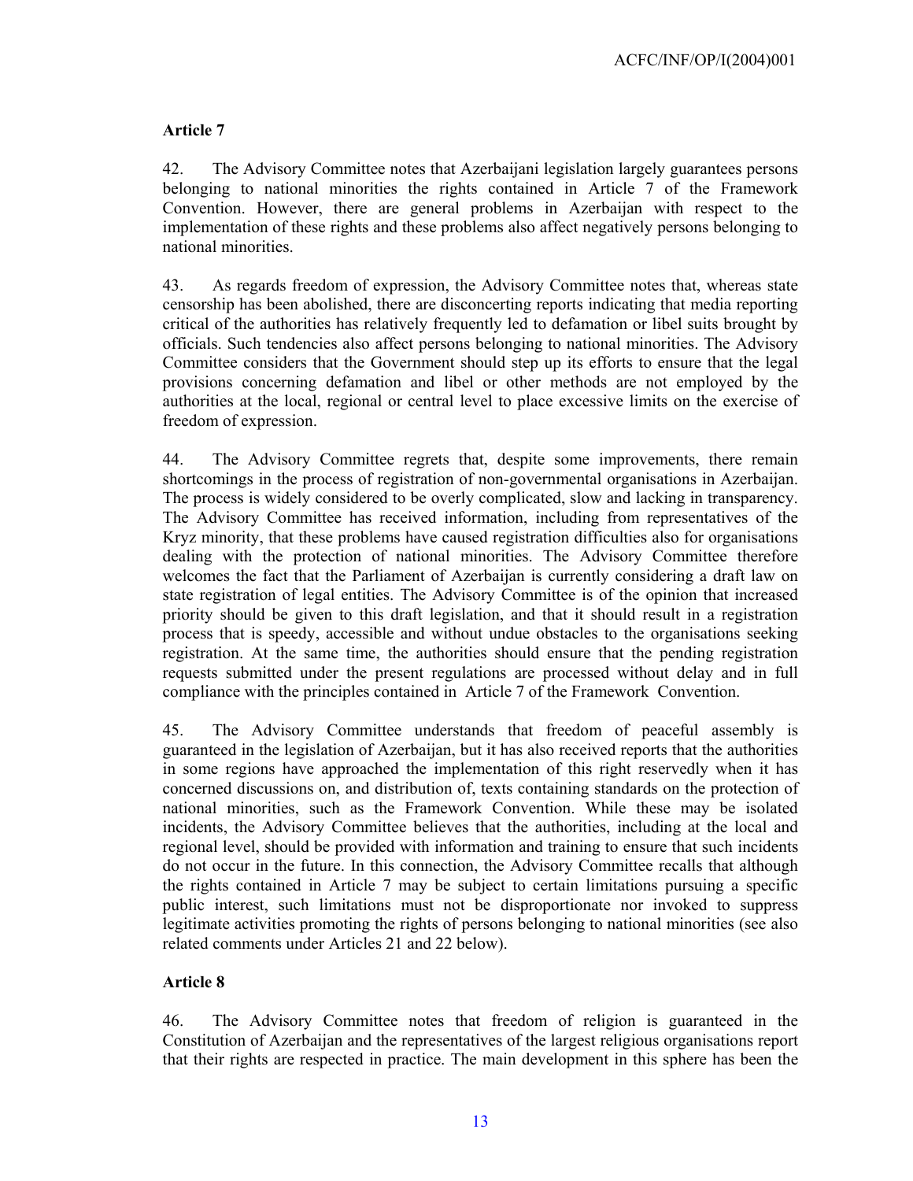## Article 7

42. The Advisory Committee notes that Azerbaijani legislation largely guarantees persons belonging to national minorities the rights contained in Article 7 of the Framework Convention. However, there are general problems in Azerbaijan with respect to the implementation of these rights and these problems also affect negatively persons belonging to national minorities.

43. As regards freedom of expression, the Advisory Committee notes that, whereas state censorship has been abolished, there are disconcerting reports indicating that media reporting critical of the authorities has relatively frequently led to defamation or libel suits brought by officials. Such tendencies also affect persons belonging to national minorities. The Advisory Committee considers that the Government should step up its efforts to ensure that the legal provisions concerning defamation and libel or other methods are not employed by the authorities at the local, regional or central level to place excessive limits on the exercise of freedom of expression.

44. The Advisory Committee regrets that, despite some improvements, there remain shortcomings in the process of registration of non-governmental organisations in Azerbaijan. The process is widely considered to be overly complicated, slow and lacking in transparency. The Advisory Committee has received information, including from representatives of the Kryz minority, that these problems have caused registration difficulties also for organisations dealing with the protection of national minorities. The Advisory Committee therefore welcomes the fact that the Parliament of Azerbaijan is currently considering a draft law on state registration of legal entities. The Advisory Committee is of the opinion that increased priority should be given to this draft legislation, and that it should result in a registration process that is speedy, accessible and without undue obstacles to the organisations seeking registration. At the same time, the authorities should ensure that the pending registration requests submitted under the present regulations are processed without delay and in full compliance with the principles contained in Article 7 of the Framework Convention.

45. The Advisory Committee understands that freedom of peaceful assembly is guaranteed in the legislation of Azerbaijan, but it has also received reports that the authorities in some regions have approached the implementation of this right reservedly when it has concerned discussions on, and distribution of, texts containing standards on the protection of national minorities, such as the Framework Convention. While these may be isolated incidents, the Advisory Committee believes that the authorities, including at the local and regional level, should be provided with information and training to ensure that such incidents do not occur in the future. In this connection, the Advisory Committee recalls that although the rights contained in Article 7 may be subject to certain limitations pursuing a specific public interest, such limitations must not be disproportionate nor invoked to suppress legitimate activities promoting the rights of persons belonging to national minorities (see also related comments under Articles 21 and 22 below).

## Article 8

46. The Advisory Committee notes that freedom of religion is guaranteed in the Constitution of Azerbaijan and the representatives of the largest religious organisations report that their rights are respected in practice. The main development in this sphere has been the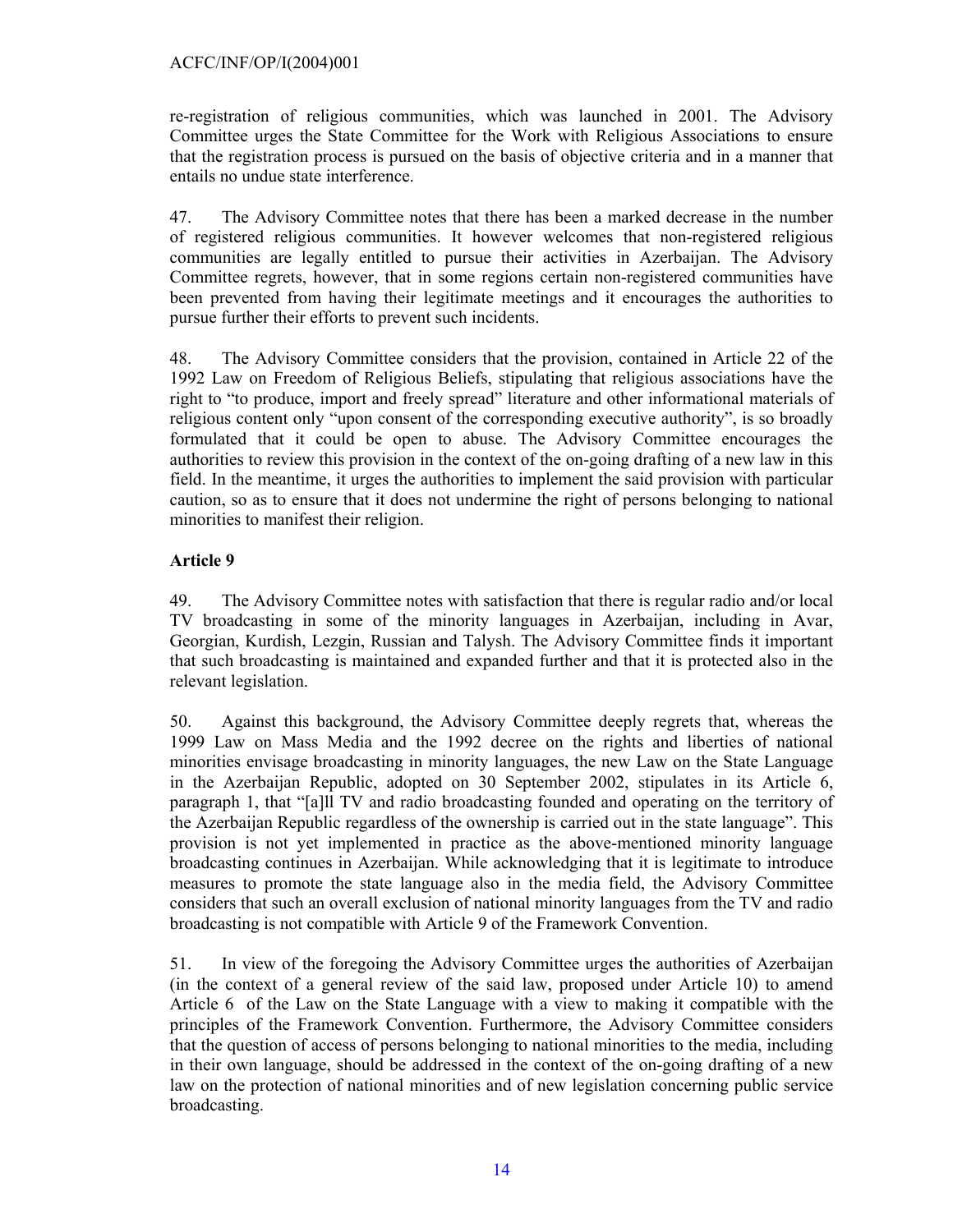re-registration of religious communities, which was launched in 2001. The Advisory Committee urges the State Committee for the Work with Religious Associations to ensure that the registration process is pursued on the basis of objective criteria and in a manner that entails no undue state interference.

47. The Advisory Committee notes that there has been a marked decrease in the number of registered religious communities. It however welcomes that non-registered religious communities are legally entitled to pursue their activities in Azerbaijan. The Advisory Committee regrets, however, that in some regions certain non-registered communities have been prevented from having their legitimate meetings and it encourages the authorities to pursue further their efforts to prevent such incidents.

48. The Advisory Committee considers that the provision, contained in Article 22 of the 1992 Law on Freedom of Religious Beliefs, stipulating that religious associations have the right to "to produce, import and freely spread" literature and other informational materials of religious content only "upon consent of the corresponding executive authority", is so broadly formulated that it could be open to abuse. The Advisory Committee encourages the authorities to review this provision in the context of the on-going drafting of a new law in this field. In the meantime, it urges the authorities to implement the said provision with particular caution, so as to ensure that it does not undermine the right of persons belonging to national minorities to manifest their religion.

**Article 9**

49. The Advisory Committee notes with satisfaction that there is regular radio and/or local TV broadcasting in some of the minority languages in Azerbaijan, including in Avar, Georgian, Kurdish, Lezgin, Russian and Talysh. The Advisory Committee finds it important that such broadcasting is maintained and expanded further and that it is protected also in the relevant legislation.

50. Against this background, the Advisory Committee deeply regrets that, whereas the 1999 Law on Mass Media and the 1992 decree on the rights and liberties of national minorities envisage broadcasting in minority languages, the new Law on the State Language in the Azerbaijan Republic, adopted on 30 September 2002, stipulates in its Article 6, paragraph 1, that "[a]ll TV and radio broadcasting founded and operating on the territory of the Azerbaijan Republic regardless of the ownership is carried out in the state language". This provision is not yet implemented in practice as the above-mentioned minority language broadcasting continues in Azerbaijan. While acknowledging that it is legitimate to introduce measures to promote the state language also in the media field, the Advisory Committee considers that such an overall exclusion of national minority languages from the TV and radio broadcasting is not compatible with Article 9 of the Framework Convention.

51. In view of the foregoing the Advisory Committee urges the authorities of Azerbaijan (in the context of a general review of the said law, proposed under Article 10) to amend Article 6 of the Law on the State Language with a view to making it compatible with the principles of the Framework Convention. Furthermore, the Advisory Committee considers that the question of access of persons belonging to national minorities to the media, including in their own language, should be addressed in the context of the on-going drafting of a new law on the protection of national minorities and of new legislation concerning public service broadcasting.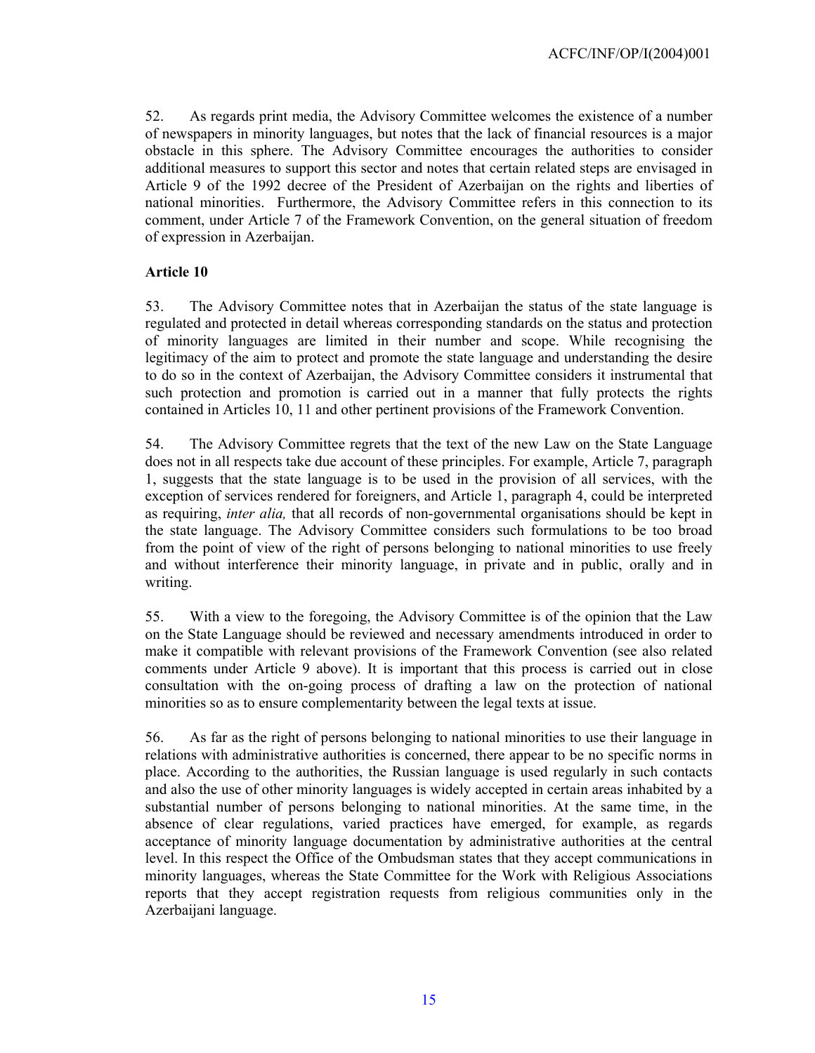52. As regards print media, the Advisory Committee welcomes the existence of a number of newspapers in minority languages, but notes that the lack of financial resources is a major obstacle in this sphere. The Advisory Committee encourages the authorities to consider additional measures to support this sector and notes that certain related steps are envisaged in Article 9 of the 1992 decree of the President of Azerbaijan on the rights and liberties of national minorities. Furthermore, the Advisory Committee refers in this connection to its comment, under Article 7 of the Framework Convention, on the general situation of freedom of expression in Azerbaijan.

**Article 10**

53. The Advisory Committee notes that in Azerbaijan the status of the state language is regulated and protected in detail whereas corresponding standards on the status and protection of minority languages are limited in their number and scope. While recognising the legitimacy of the aim to protect and promote the state language and understanding the desire to do so in the context of Azerbaijan, the Advisory Committee considers it instrumental that such protection and promotion is carried out in a manner that fully protects the rights contained in Articles 10, 11 and other pertinent provisions of the Framework Convention.

54. The Advisory Committee regrets that the text of the new Law on the State Language does not in all respects take due account of these principles. For example, Article 7, paragraph 1, suggests that the state language is to be used in the provision of all services, with the exception of services rendered for foreigners, and Article 1, paragraph 4, could be interpreted as requiring, *inter alia,* that all records of non-governmental organisations should be kept in the state language. The Advisory Committee considers such formulations to be too broad from the point of view of the right of persons belonging to national minorities to use freely and without interference their minority language, in private and in public, orally and in writing.

55. With a view to the foregoing, the Advisory Committee is of the opinion that the Law on the State Language should be reviewed and necessary amendments introduced in order to make it compatible with relevant provisions of the Framework Convention (see also related comments under Article 9 above). It is important that this process is carried out in close consultation with the on-going process of drafting a law on the protection of national minorities so as to ensure complementarity between the legal texts at issue.

56. As far as the right of persons belonging to national minorities to use their language in relations with administrative authorities is concerned, there appear to be no specific norms in place. According to the authorities, the Russian language is used regularly in such contacts and also the use of other minority languages is widely accepted in certain areas inhabited by a substantial number of persons belonging to national minorities. At the same time, in the absence of clear regulations, varied practices have emerged, for example, as regards acceptance of minority language documentation by administrative authorities at the central level. In this respect the Office of the Ombudsman states that they accept communications in minority languages, whereas the State Committee for the Work with Religious Associations reports that they accept registration requests from religious communities only in the Azerbaijani language.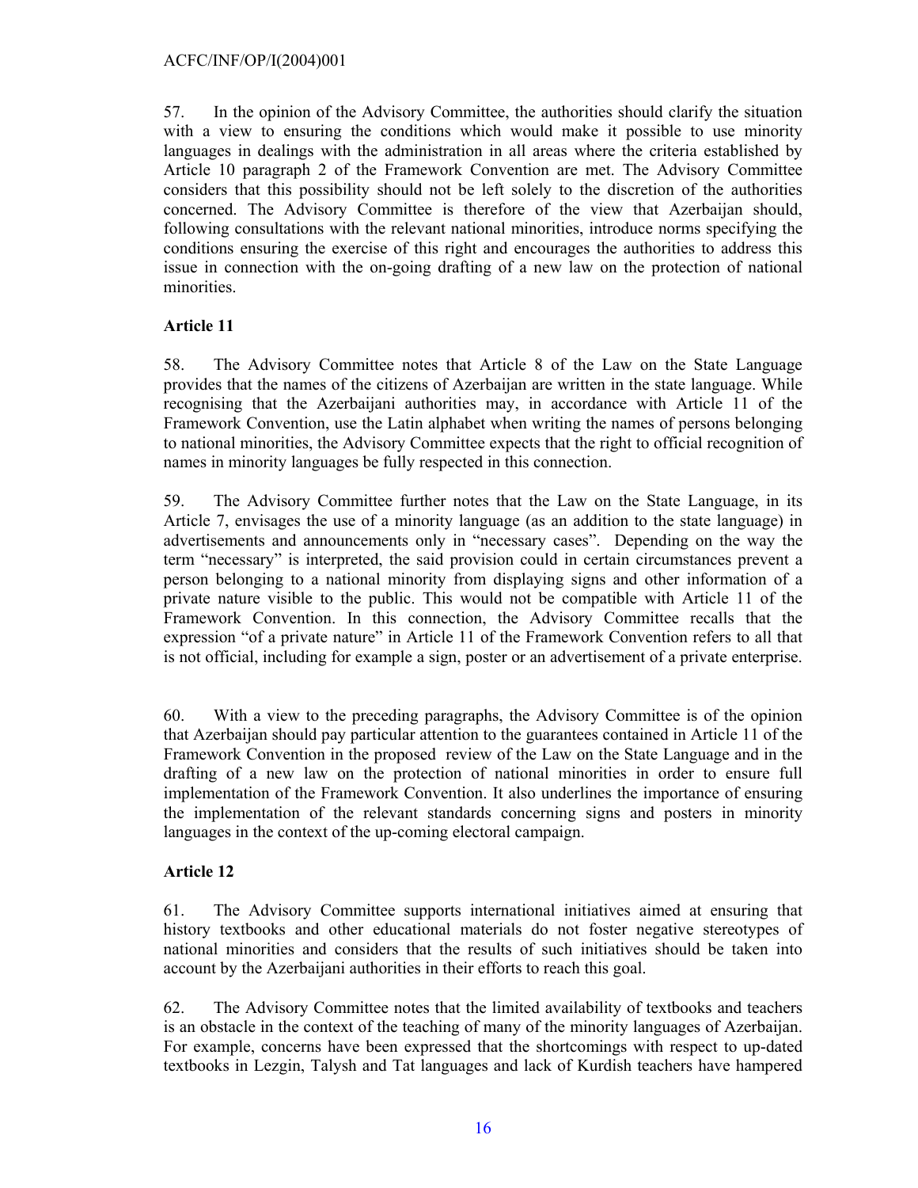57. In the opinion of the Advisory Committee, the authorities should clarify the situation with a view to ensuring the conditions which would make it possible to use minority languages in dealings with the administration in all areas where the criteria established by Article 10 paragraph 2 of the Framework Convention are met. The Advisory Committee considers that this possibility should not be left solely to the discretion of the authorities concerned. The Advisory Committee is therefore of the view that Azerbaijan should, following consultations with the relevant national minorities, introduce norms specifying the conditions ensuring the exercise of this right and encourages the authorities to address this issue in connection with the on-going drafting of a new law on the protection of national minorities.

### Article 11

58. The Advisory Committee notes that Article 8 of the Law on the State Language provides that the names of the citizens of Azerbaijan are written in the state language. While recognising that the Azerbaijani authorities may, in accordance with Article 11 of the Framework Convention, use the Latin alphabet when writing the names of persons belonging to national minorities, the Advisory Committee expects that the right to official recognition of names in minority languages be fully respected in this connection.

59. The Advisory Committee further notes that the Law on the State Language, in its Article 7, envisages the use of a minority language (as an addition to the state language) in advertisements and announcements only in "necessary cases". Depending on the way the term "necessary" is interpreted, the said provision could in certain circumstances prevent a person belonging to a national minority from displaying signs and other information of a private nature visible to the public. This would not be compatible with Article 11 of the Framework Convention. In this connection, the Advisory Committee recalls that the expression "of a private nature" in Article 11 of the Framework Convention refers to all that is not official, including for example a sign, poster or an advertisement of a private enterprise.

60. With a view to the preceding paragraphs, the Advisory Committee is of the opinion that Azerbaijan should pay particular attention to the guarantees contained in Article 11 of the Framework Convention in the proposed review of the Law on the State Language and in the drafting of a new law on the protection of national minorities in order to ensure full implementation of the Framework Convention. It also underlines the importance of ensuring the implementation of the relevant standards concerning signs and posters in minority languages in the context of the up-coming electoral campaign.

### Article 12

61. The Advisory Committee supports international initiatives aimed at ensuring that history textbooks and other educational materials do not foster negative stereotypes of national minorities and considers that the results of such initiatives should be taken into account by the Azerbaijani authorities in their efforts to reach this goal.

62. The Advisory Committee notes that the limited availability of textbooks and teachers is an obstacle in the context of the teaching of many of the minority languages of Azerbaijan. For example, concerns have been expressed that the shortcomings with respect to up-dated textbooks in Lezgin, Talysh and Tat languages and lack of Kurdish teachers have hampered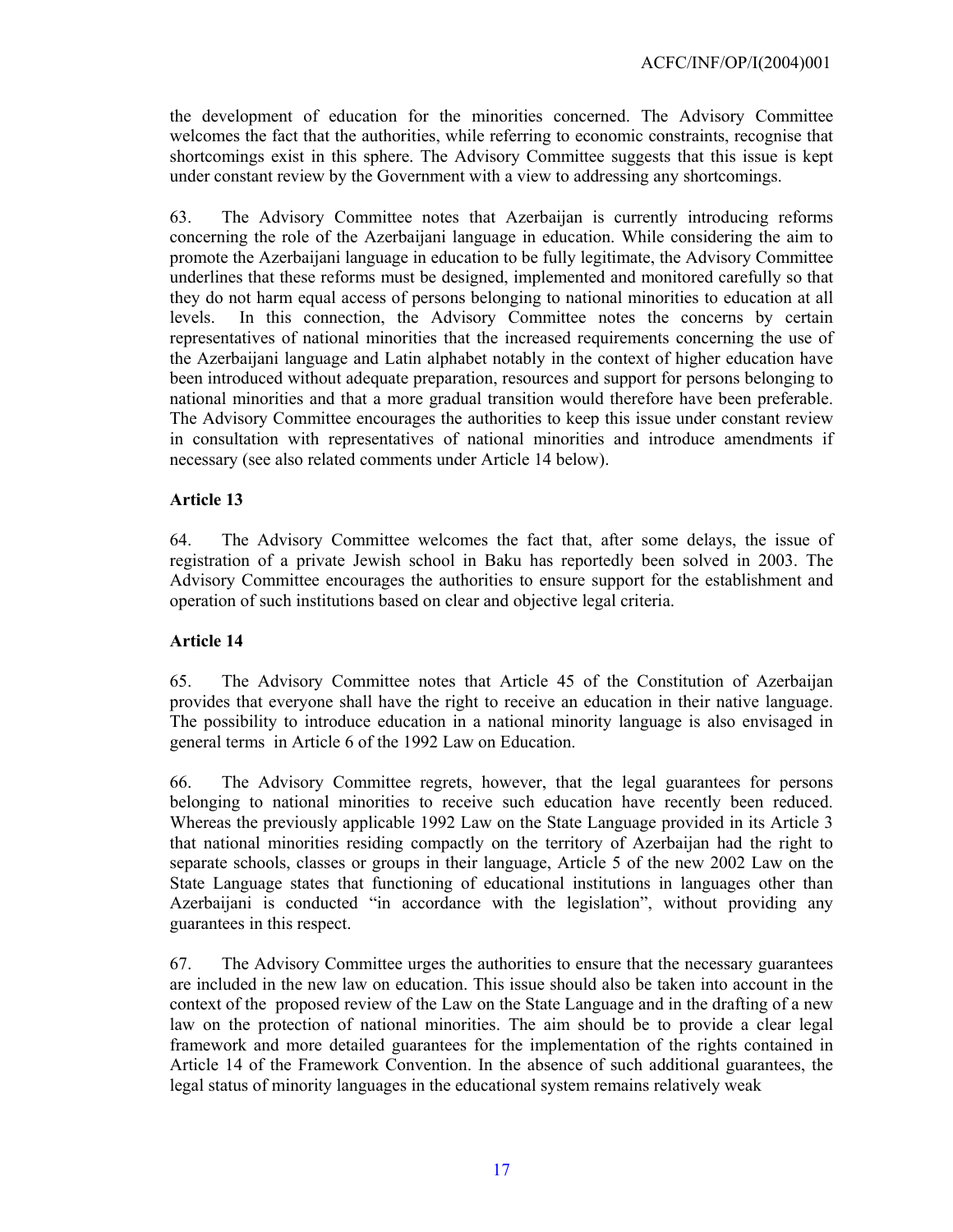the development of education for the minorities concerned. The Advisory Committee welcomes the fact that the authorities, while referring to economic constraints, recognise that shortcomings exist in this sphere. The Advisory Committee suggests that this issue is kept under constant review by the Government with a view to addressing any shortcomings.

63. The Advisory Committee notes that Azerbaijan is currently introducing reforms concerning the role of the Azerbaijani language in education. While considering the aim to promote the Azerbaijani language in education to be fully legitimate, the Advisory Committee underlines that these reforms must be designed, implemented and monitored carefully so that they do not harm equal access of persons belonging to national minorities to education at all levels. In this connection, the Advisory Committee notes the concerns by certain representatives of national minorities that the increased requirements concerning the use of the Azerbaijani language and Latin alphabet notably in the context of higher education have been introduced without adequate preparation, resources and support for persons belonging to national minorities and that a more gradual transition would therefore have been preferable. The Advisory Committee encourages the authorities to keep this issue under constant review in consultation with representatives of national minorities and introduce amendments if necessary (see also related comments under Article 14 below).

**Article 13**

64. The Advisory Committee welcomes the fact that, after some delays, the issue of registration of a private Jewish school in Baku has reportedly been solved in 2003. The Advisory Committee encourages the authorities to ensure support for the establishment and operation of such institutions based on clear and objective legal criteria.

**Article 14**

65. The Advisory Committee notes that Article 45 of the Constitution of Azerbaijan provides that everyone shall have the right to receive an education in their native language. The possibility to introduce education in a national minority language is also envisaged in general terms in Article 6 of the 1992 Law on Education.

66. The Advisory Committee regrets, however, that the legal guarantees for persons belonging to national minorities to receive such education have recently been reduced. Whereas the previously applicable 1992 Law on the State Language provided in its Article 3 that national minorities residing compactly on the territory of Azerbaijan had the right to separate schools, classes or groups in their language, Article 5 of the new 2002 Law on the State Language states that functioning of educational institutions in languages other than Azerbaijani is conducted "in accordance with the legislation", without providing any guarantees in this respect.

67. The Advisory Committee urges the authorities to ensure that the necessary guarantees are included in the new law on education. This issue should also be taken into account in the context of the proposed review of the Law on the State Language and in the drafting of a new law on the protection of national minorities. The aim should be to provide a clear legal framework and more detailed guarantees for the implementation of the rights contained in Article 14 of the Framework Convention. In the absence of such additional guarantees, the legal status of minority languages in the educational system remains relatively weak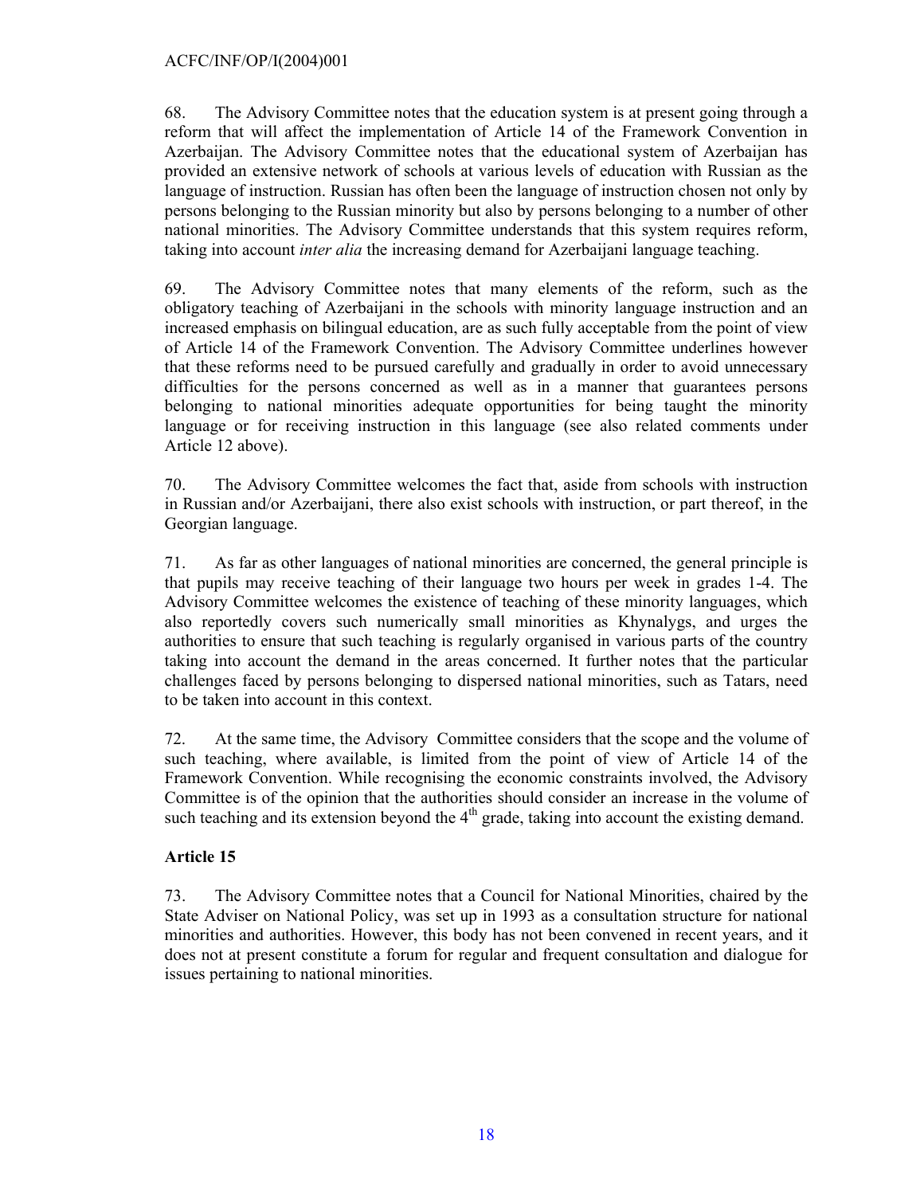68. The Advisory Committee notes that the education system is at present going through a reform that will affect the implementation of Article 14 of the Framework Convention in Azerbaijan. The Advisory Committee notes that the educational system of Azerbaijan has provided an extensive network of schools at various levels of education with Russian as the language of instruction. Russian has often been the language of instruction chosen not only by persons belonging to the Russian minority but also by persons belonging to a number of other national minorities. The Advisory Committee understands that this system requires reform, taking into account *inter alia* the increasing demand for Azerbaijani language teaching.

69. The Advisory Committee notes that many elements of the reform, such as the obligatory teaching of Azerbaijani in the schools with minority language instruction and an increased emphasis on bilingual education, are as such fully acceptable from the point of view of Article 14 of the Framework Convention. The Advisory Committee underlines however that these reforms need to be pursued carefully and gradually in order to avoid unnecessary difficulties for the persons concerned as well as in a manner that guarantees persons belonging to national minorities adequate opportunities for being taught the minority language or for receiving instruction in this language (see also related comments under Article 12 above).

70. The Advisory Committee welcomes the fact that, aside from schools with instruction in Russian and/or Azerbaijani, there also exist schools with instruction, or part thereof, in the Georgian language.

71. As far as other languages of national minorities are concerned, the general principle is that pupils may receive teaching of their language two hours per week in grades 1-4. The Advisory Committee welcomes the existence of teaching of these minority languages, which also reportedly covers such numerically small minorities as Khynalygs, and urges the authorities to ensure that such teaching is regularly organised in various parts of the country taking into account the demand in the areas concerned. It further notes that the particular challenges faced by persons belonging to dispersed national minorities, such as Tatars, need to be taken into account in this context.

72. At the same time, the Advisory Committee considers that the scope and the volume of such teaching, where available, is limited from the point of view of Article 14 of the Framework Convention. While recognising the economic constraints involved, the Advisory Committee is of the opinion that the authorities should consider an increase in the volume of such teaching and its extension beyond the 4th grade, taking into account the existing demand.

### Article 15

73. The Advisory Committee notes that a Council for National Minorities, chaired by the State Adviser on National Policy, was set up in 1993 as a consultation structure for national minorities and authorities. However, this body has not been convened in recent years, and it does not at present constitute a forum for regular and frequent consultation and dialogue for issues pertaining to national minorities.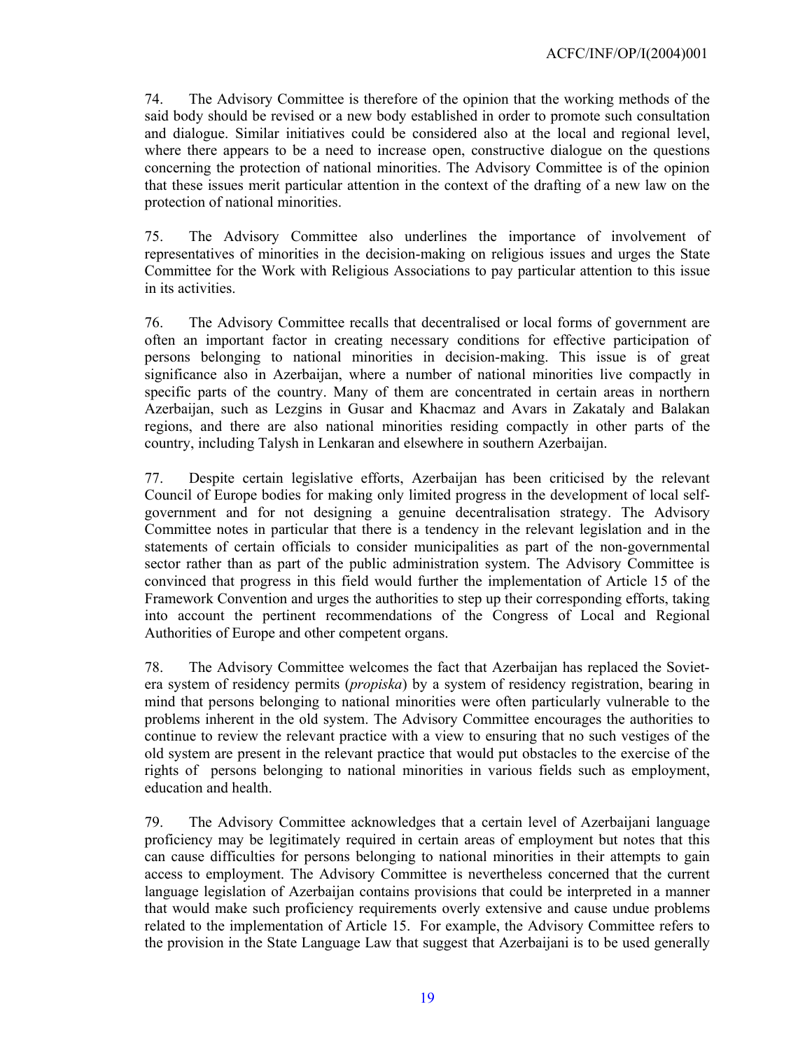74. The Advisory Committee is therefore of the opinion that the working methods of the said body should be revised or a new body established in order to promote such consultation and dialogue. Similar initiatives could be considered also at the local and regional level, where there appears to be a need to increase open, constructive dialogue on the questions concerning the protection of national minorities. The Advisory Committee is of the opinion that these issues merit particular attention in the context of the drafting of a new law on the protection of national minorities.

75. The Advisory Committee also underlines the importance of involvement of representatives of minorities in the decision-making on religious issues and urges the State Committee for the Work with Religious Associations to pay particular attention to this issue in its activities.

76. The Advisory Committee recalls that decentralised or local forms of government are often an important factor in creating necessary conditions for effective participation of persons belonging to national minorities in decision-making. This issue is of great significance also in Azerbaijan, where a number of national minorities live compactly in specific parts of the country. Many of them are concentrated in certain areas in northern Azerbaijan, such as Lezgins in Gusar and Khacmaz and Avars in Zakataly and Balakan regions, and there are also national minorities residing compactly in other parts of the country, including Talysh in Lenkaran and elsewhere in southern Azerbaijan.

77. Despite certain legislative efforts, Azerbaijan has been criticised by the relevant Council of Europe bodies for making only limited progress in the development of local self-government and for not designing a genuine decentralisation strategy. The Advisory Committee notes in particular that there is a tendency in the relevant legislation and in the statements of certain officials to consider municipalities as part of the non-governmental sector rather than as part of the public administration system. The Advisory Committee is convinced that progress in this field would further the implementation of Article 15 of the Framework Convention and urges the authorities to step up their corresponding efforts, taking into account the pertinent recommendations of the Congress of Local and Regional Authorities of Europe and other competent organs.

78. The Advisory Committee welcomes the fact that Azerbaijan has replaced the Soviet-era system of residency permits (*propiska*) by a system of residency registration, bearing in mind that persons belonging to national minorities were often particularly vulnerable to the problems inherent in the old system. The Advisory Committee encourages the authorities to continue to review the relevant practice with a view to ensuring that no such vestiges of the old system are present in the relevant practice that would put obstacles to the exercise of the rights of persons belonging to national minorities in various fields such as employment, education and health.

79. The Advisory Committee acknowledges that a certain level of Azerbaijani language proficiency may be legitimately required in certain areas of employment but notes that this can cause difficulties for persons belonging to national minorities in their attempts to gain access to employment. The Advisory Committee is nevertheless concerned that the current language legislation of Azerbaijan contains provisions that could be interpreted in a manner that would make such proficiency requirements overly extensive and cause undue problems related to the implementation of Article 15. For example, the Advisory Committee refers to the provision in the State Language Law that suggest that Azerbaijani is to be used generally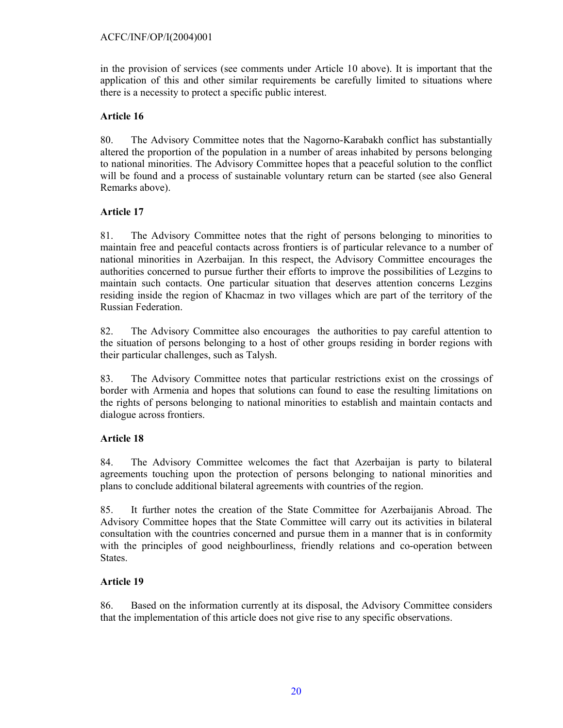in the provision of services (see comments under Article 10 above). It is important that the application of this and other similar requirements be carefully limited to situations where there is a necessity to protect a specific public interest.

### Article 16

80. The Advisory Committee notes that the Nagorno-Karabakh conflict has substantially altered the proportion of the population in a number of areas inhabited by persons belonging to national minorities. The Advisory Committee hopes that a peaceful solution to the conflict will be found and a process of sustainable voluntary return can be started (see also General Remarks above).

### Article 17

81. The Advisory Committee notes that the right of persons belonging to minorities to maintain free and peaceful contacts across frontiers is of particular relevance to a number of national minorities in Azerbaijan. In this respect, the Advisory Committee encourages the authorities concerned to pursue further their efforts to improve the possibilities of Lezgins to maintain such contacts. One particular situation that deserves attention concerns Lezgins residing inside the region of Khacmaz in two villages which are part of the territory of the Russian Federation.

82. The Advisory Committee also encourages the authorities to pay careful attention to the situation of persons belonging to a host of other groups residing in border regions with their particular challenges, such as Talysh.

83. The Advisory Committee notes that particular restrictions exist on the crossings of border with Armenia and hopes that solutions can found to ease the resulting limitations on the rights of persons belonging to national minorities to establish and maintain contacts and dialogue across frontiers.

### Article 18

84. The Advisory Committee welcomes the fact that Azerbaijan is party to bilateral agreements touching upon the protection of persons belonging to national minorities and plans to conclude additional bilateral agreements with countries of the region.

85. It further notes the creation of the State Committee for Azerbaijanis Abroad. The Advisory Committee hopes that the State Committee will carry out its activities in bilateral consultation with the countries concerned and pursue them in a manner that is in conformity with the principles of good neighbourliness, friendly relations and co-operation between States.

### Article 19

86. Based on the information currently at its disposal, the Advisory Committee considers that the implementation of this article does not give rise to any specific observations.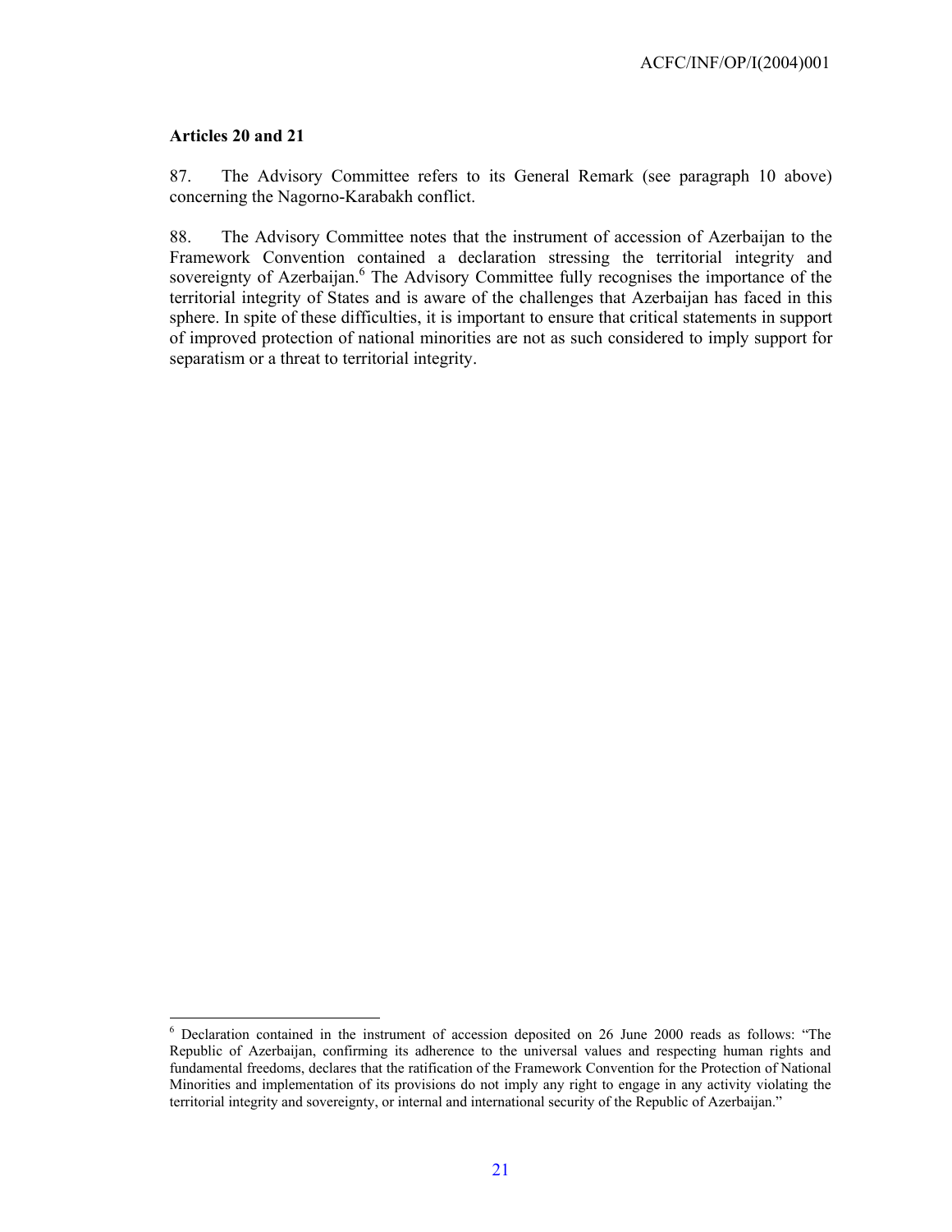**Articles 20 and 21**

87. The Advisory Committee refers to its General Remark (see paragraph 10 above) concerning the Nagorno-Karabakh conflict.

88. The Advisory Committee notes that the instrument of accession of Azerbaijan to the Framework Convention contained a declaration stressing the territorial integrity and sovereignty of Azerbaijan.[6] The Advisory Committee fully recognises the importance of the territorial integrity of States and is aware of the challenges that Azerbaijan has faced in this sphere. In spite of these difficulties, it is important to ensure that critical statements in support of improved protection of national minorities are not as such considered to imply support for separatism or a threat to territorial integrity.

---

[6] Declaration contained in the instrument of accession deposited on 26 June 2000 reads as follows: "The Republic of Azerbaijan, confirming its adherence to the universal values and respecting human rights and fundamental freedoms, declares that the ratification of the Framework Convention for the Protection of National Minorities and implementation of its provisions do not imply any right to engage in any activity violating the territorial integrity and sovereignty, or internal and international security of the Republic of Azerbaijan."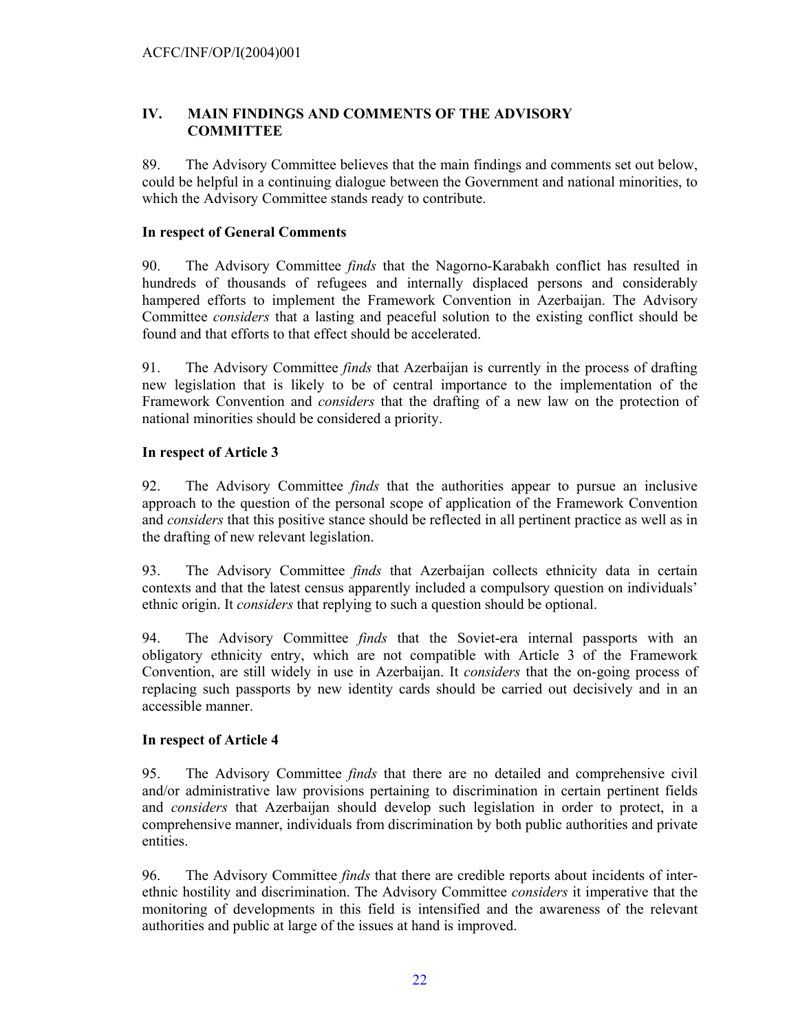## IV. MAIN FINDINGS AND COMMENTS OF THE ADVISORY COMMITTEE

89. The Advisory Committee believes that the main findings and comments set out below, could be helpful in a continuing dialogue between the Government and national minorities, to which the Advisory Committee stands ready to contribute.

### In respect of General Comments

90. The Advisory Committee *finds* that the Nagorno-Karabakh conflict has resulted in hundreds of thousands of refugees and internally displaced persons and considerably hampered efforts to implement the Framework Convention in Azerbaijan. The Advisory Committee *considers* that a lasting and peaceful solution to the existing conflict should be found and that efforts to that effect should be accelerated.

91. The Advisory Committee *finds* that Azerbaijan is currently in the process of drafting new legislation that is likely to be of central importance to the implementation of the Framework Convention and *considers* that the drafting of a new law on the protection of national minorities should be considered a priority.

### In respect of Article 3

92. The Advisory Committee *finds* that the authorities appear to pursue an inclusive approach to the question of the personal scope of application of the Framework Convention and *considers* that this positive stance should be reflected in all pertinent practice as well as in the drafting of new relevant legislation.

93. The Advisory Committee *finds* that Azerbaijan collects ethnicity data in certain contexts and that the latest census apparently included a compulsory question on individuals' ethnic origin. It *considers* that replying to such a question should be optional.

94. The Advisory Committee *finds* that the Soviet-era internal passports with an obligatory ethnicity entry, which are not compatible with Article 3 of the Framework Convention, are still widely in use in Azerbaijan. It *considers* that the on-going process of replacing such passports by new identity cards should be carried out decisively and in an accessible manner.

### In respect of Article 4

95. The Advisory Committee *finds* that there are no detailed and comprehensive civil and/or administrative law provisions pertaining to discrimination in certain pertinent fields and *considers* that Azerbaijan should develop such legislation in order to protect, in a comprehensive manner, individuals from discrimination by both public authorities and private entities.

96. The Advisory Committee *finds* that there are credible reports about incidents of inter-ethnic hostility and discrimination. The Advisory Committee *considers* it imperative that the monitoring of developments in this field is intensified and the awareness of the relevant authorities and public at large of the issues at hand is improved.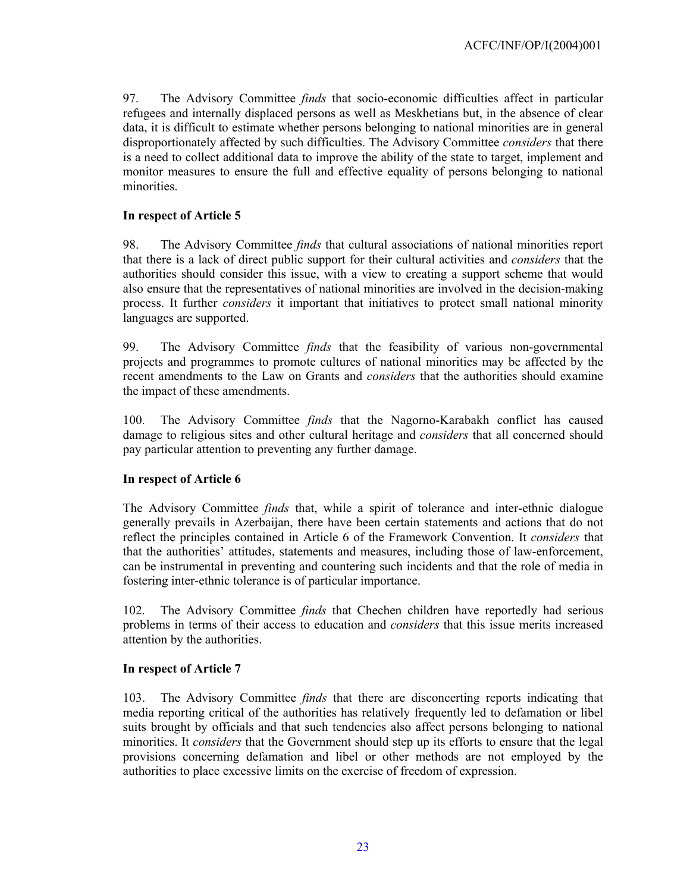97. The Advisory Committee *finds* that socio-economic difficulties affect in particular refugees and internally displaced persons as well as Meskhetians but, in the absence of clear data, it is difficult to estimate whether persons belonging to national minorities are in general disproportionately affected by such difficulties. The Advisory Committee *considers* that there is a need to collect additional data to improve the ability of the state to target, implement and monitor measures to ensure the full and effective equality of persons belonging to national minorities.

**In respect of Article 5**

98. The Advisory Committee *finds* that cultural associations of national minorities report that there is a lack of direct public support for their cultural activities and *considers* that the authorities should consider this issue, with a view to creating a support scheme that would also ensure that the representatives of national minorities are involved in the decision-making process. It further *considers* it important that initiatives to protect small national minority languages are supported.

99. The Advisory Committee *finds* that the feasibility of various non-governmental projects and programmes to promote cultures of national minorities may be affected by the recent amendments to the Law on Grants and *considers* that the authorities should examine the impact of these amendments.

100. The Advisory Committee *finds* that the Nagorno-Karabakh conflict has caused damage to religious sites and other cultural heritage and *considers* that all concerned should pay particular attention to preventing any further damage.

**In respect of Article 6**

The Advisory Committee *finds* that, while a spirit of tolerance and inter-ethnic dialogue generally prevails in Azerbaijan, there have been certain statements and actions that do not reflect the principles contained in Article 6 of the Framework Convention. It *considers* that that the authorities' attitudes, statements and measures, including those of law-enforcement, can be instrumental in preventing and countering such incidents and that the role of media in fostering inter-ethnic tolerance is of particular importance.

102. The Advisory Committee *finds* that Chechen children have reportedly had serious problems in terms of their access to education and *considers* that this issue merits increased attention by the authorities.

**In respect of Article 7**

103. The Advisory Committee *finds* that there are disconcerting reports indicating that media reporting critical of the authorities has relatively frequently led to defamation or libel suits brought by officials and that such tendencies also affect persons belonging to national minorities. It *considers* that the Government should step up its efforts to ensure that the legal provisions concerning defamation and libel or other methods are not employed by the authorities to place excessive limits on the exercise of freedom of expression.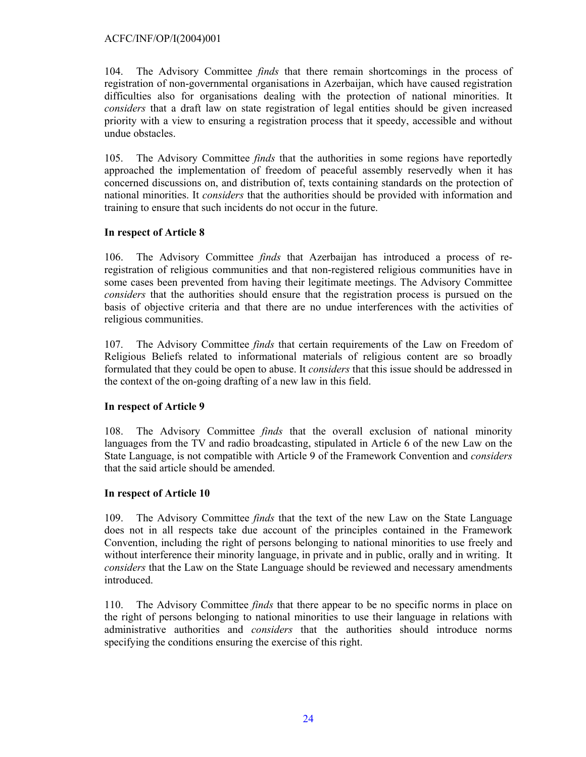104. The Advisory Committee *finds* that there remain shortcomings in the process of registration of non-governmental organisations in Azerbaijan, which have caused registration difficulties also for organisations dealing with the protection of national minorities. It *considers* that a draft law on state registration of legal entities should be given increased priority with a view to ensuring a registration process that it speedy, accessible and without undue obstacles.

105. The Advisory Committee *finds* that the authorities in some regions have reportedly approached the implementation of freedom of peaceful assembly reservedly when it has concerned discussions on, and distribution of, texts containing standards on the protection of national minorities. It *considers* that the authorities should be provided with information and training to ensure that such incidents do not occur in the future.

**In respect of Article 8**

106. The Advisory Committee *finds* that Azerbaijan has introduced a process of re-registration of religious communities and that non-registered religious communities have in some cases been prevented from having their legitimate meetings. The Advisory Committee *considers* that the authorities should ensure that the registration process is pursued on the basis of objective criteria and that there are no undue interferences with the activities of religious communities.

107. The Advisory Committee *finds* that certain requirements of the Law on Freedom of Religious Beliefs related to informational materials of religious content are so broadly formulated that they could be open to abuse. It *considers* that this issue should be addressed in the context of the on-going drafting of a new law in this field.

**In respect of Article 9**

108. The Advisory Committee *finds* that the overall exclusion of national minority languages from the TV and radio broadcasting, stipulated in Article 6 of the new Law on the State Language, is not compatible with Article 9 of the Framework Convention and *considers* that the said article should be amended.

**In respect of Article 10**

109. The Advisory Committee *finds* that the text of the new Law on the State Language does not in all respects take due account of the principles contained in the Framework Convention, including the right of persons belonging to national minorities to use freely and without interference their minority language, in private and in public, orally and in writing. It *considers* that the Law on the State Language should be reviewed and necessary amendments introduced.

110. The Advisory Committee *finds* that there appear to be no specific norms in place on the right of persons belonging to national minorities to use their language in relations with administrative authorities and *considers* that the authorities should introduce norms specifying the conditions ensuring the exercise of this right.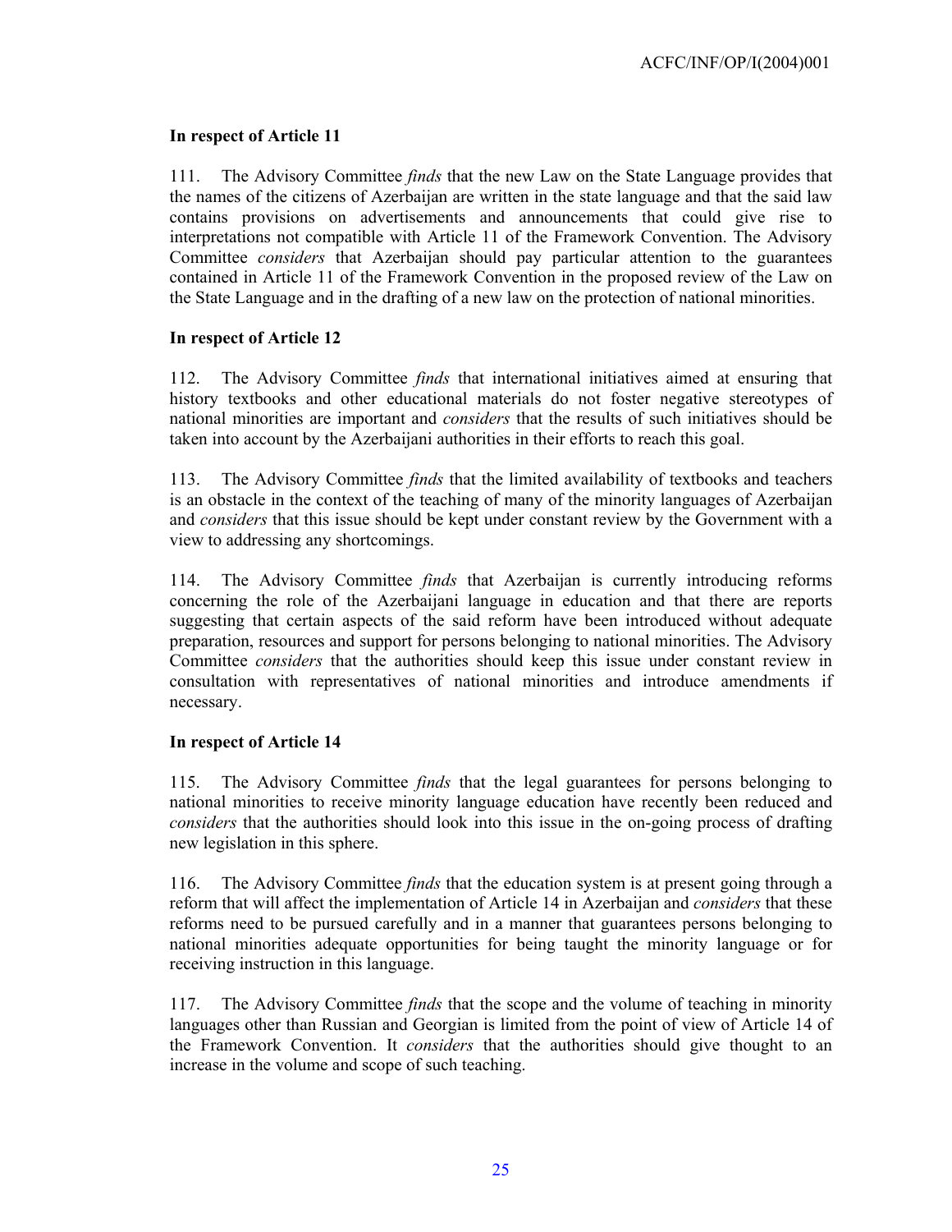**In respect of Article 11**

111. The Advisory Committee *finds* that the new Law on the State Language provides that the names of the citizens of Azerbaijan are written in the state language and that the said law contains provisions on advertisements and announcements that could give rise to interpretations not compatible with Article 11 of the Framework Convention. The Advisory Committee *considers* that Azerbaijan should pay particular attention to the guarantees contained in Article 11 of the Framework Convention in the proposed review of the Law on the State Language and in the drafting of a new law on the protection of national minorities.

**In respect of Article 12**

112. The Advisory Committee *finds* that international initiatives aimed at ensuring that history textbooks and other educational materials do not foster negative stereotypes of national minorities are important and *considers* that the results of such initiatives should be taken into account by the Azerbaijani authorities in their efforts to reach this goal.

113. The Advisory Committee *finds* that the limited availability of textbooks and teachers is an obstacle in the context of the teaching of many of the minority languages of Azerbaijan and *considers* that this issue should be kept under constant review by the Government with a view to addressing any shortcomings.

114. The Advisory Committee *finds* that Azerbaijan is currently introducing reforms concerning the role of the Azerbaijani language in education and that there are reports suggesting that certain aspects of the said reform have been introduced without adequate preparation, resources and support for persons belonging to national minorities. The Advisory Committee *considers* that the authorities should keep this issue under constant review in consultation with representatives of national minorities and introduce amendments if necessary.

**In respect of Article 14**

115. The Advisory Committee *finds* that the legal guarantees for persons belonging to national minorities to receive minority language education have recently been reduced and *considers* that the authorities should look into this issue in the on-going process of drafting new legislation in this sphere.

116. The Advisory Committee *finds* that the education system is at present going through a reform that will affect the implementation of Article 14 in Azerbaijan and *considers* that these reforms need to be pursued carefully and in a manner that guarantees persons belonging to national minorities adequate opportunities for being taught the minority language or for receiving instruction in this language.

117. The Advisory Committee *finds* that the scope and the volume of teaching in minority languages other than Russian and Georgian is limited from the point of view of Article 14 of the Framework Convention. It *considers* that the authorities should give thought to an increase in the volume and scope of such teaching.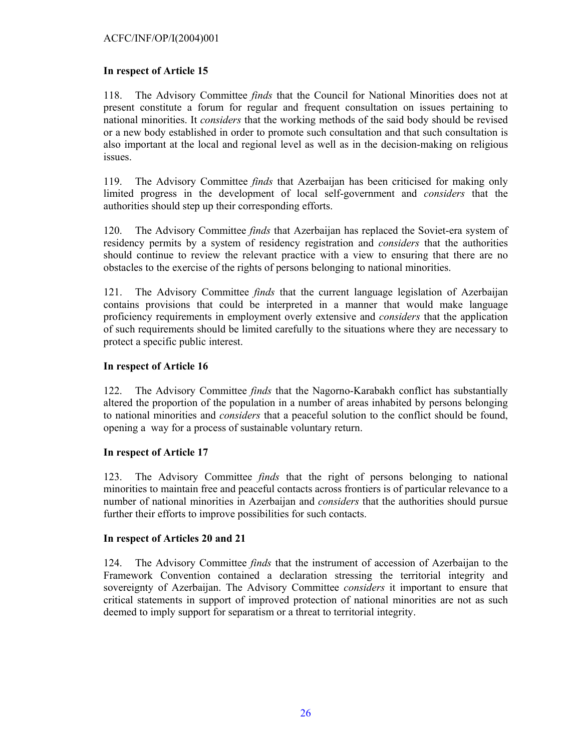**In respect of Article 15**

118. The Advisory Committee *finds* that the Council for National Minorities does not at present constitute a forum for regular and frequent consultation on issues pertaining to national minorities. It *considers* that the working methods of the said body should be revised or a new body established in order to promote such consultation and that such consultation is also important at the local and regional level as well as in the decision-making on religious issues.

119. The Advisory Committee *finds* that Azerbaijan has been criticised for making only limited progress in the development of local self-government and *considers* that the authorities should step up their corresponding efforts.

120. The Advisory Committee *finds* that Azerbaijan has replaced the Soviet-era system of residency permits by a system of residency registration and *considers* that the authorities should continue to review the relevant practice with a view to ensuring that there are no obstacles to the exercise of the rights of persons belonging to national minorities.

121. The Advisory Committee *finds* that the current language legislation of Azerbaijan contains provisions that could be interpreted in a manner that would make language proficiency requirements in employment overly extensive and *considers* that the application of such requirements should be limited carefully to the situations where they are necessary to protect a specific public interest.

**In respect of Article 16**

122. The Advisory Committee *finds* that the Nagorno-Karabakh conflict has substantially altered the proportion of the population in a number of areas inhabited by persons belonging to national minorities and *considers* that a peaceful solution to the conflict should be found, opening a way for a process of sustainable voluntary return.

**In respect of Article 17**

123. The Advisory Committee *finds* that the right of persons belonging to national minorities to maintain free and peaceful contacts across frontiers is of particular relevance to a number of national minorities in Azerbaijan and *considers* that the authorities should pursue further their efforts to improve possibilities for such contacts.

**In respect of Articles 20 and 21**

124. The Advisory Committee *finds* that the instrument of accession of Azerbaijan to the Framework Convention contained a declaration stressing the territorial integrity and sovereignty of Azerbaijan. The Advisory Committee *considers* it important to ensure that critical statements in support of improved protection of national minorities are not as such deemed to imply support for separatism or a threat to territorial integrity.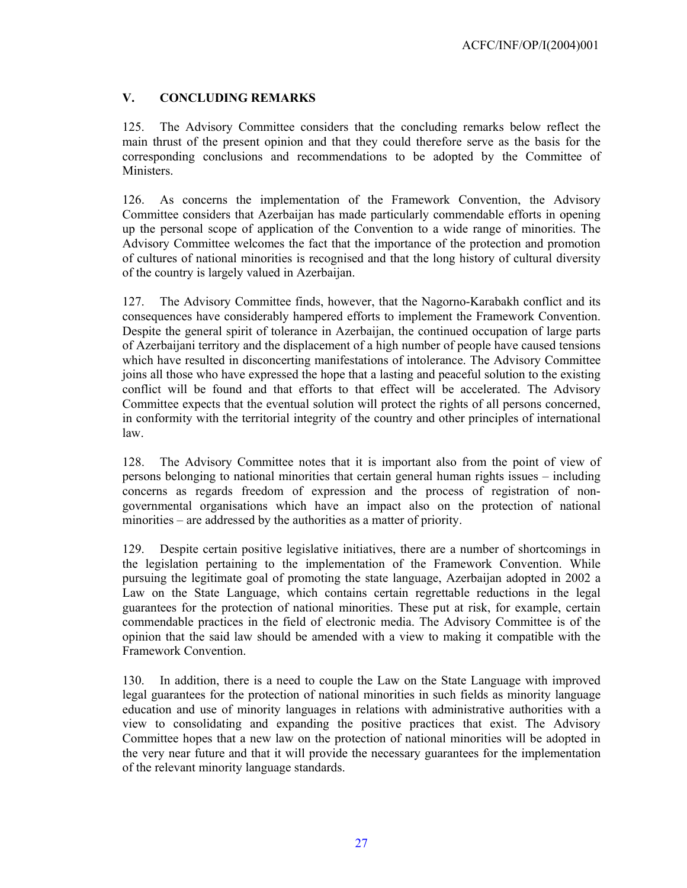## V. CONCLUDING REMARKS

125. The Advisory Committee considers that the concluding remarks below reflect the main thrust of the present opinion and that they could therefore serve as the basis for the corresponding conclusions and recommendations to be adopted by the Committee of Ministers.

126. As concerns the implementation of the Framework Convention, the Advisory Committee considers that Azerbaijan has made particularly commendable efforts in opening up the personal scope of application of the Convention to a wide range of minorities. The Advisory Committee welcomes the fact that the importance of the protection and promotion of cultures of national minorities is recognised and that the long history of cultural diversity of the country is largely valued in Azerbaijan.

127. The Advisory Committee finds, however, that the Nagorno-Karabakh conflict and its consequences have considerably hampered efforts to implement the Framework Convention. Despite the general spirit of tolerance in Azerbaijan, the continued occupation of large parts of Azerbaijani territory and the displacement of a high number of people have caused tensions which have resulted in disconcerting manifestations of intolerance. The Advisory Committee joins all those who have expressed the hope that a lasting and peaceful solution to the existing conflict will be found and that efforts to that effect will be accelerated. The Advisory Committee expects that the eventual solution will protect the rights of all persons concerned, in conformity with the territorial integrity of the country and other principles of international law.

128. The Advisory Committee notes that it is important also from the point of view of persons belonging to national minorities that certain general human rights issues – including concerns as regards freedom of expression and the process of registration of non-governmental organisations which have an impact also on the protection of national minorities – are addressed by the authorities as a matter of priority.

129. Despite certain positive legislative initiatives, there are a number of shortcomings in the legislation pertaining to the implementation of the Framework Convention. While pursuing the legitimate goal of promoting the state language, Azerbaijan adopted in 2002 a Law on the State Language, which contains certain regrettable reductions in the legal guarantees for the protection of national minorities. These put at risk, for example, certain commendable practices in the field of electronic media. The Advisory Committee is of the opinion that the said law should be amended with a view to making it compatible with the Framework Convention.

130. In addition, there is a need to couple the Law on the State Language with improved legal guarantees for the protection of national minorities in such fields as minority language education and use of minority languages in relations with administrative authorities with a view to consolidating and expanding the positive practices that exist. The Advisory Committee hopes that a new law on the protection of national minorities will be adopted in the very near future and that it will provide the necessary guarantees for the implementation of the relevant minority language standards.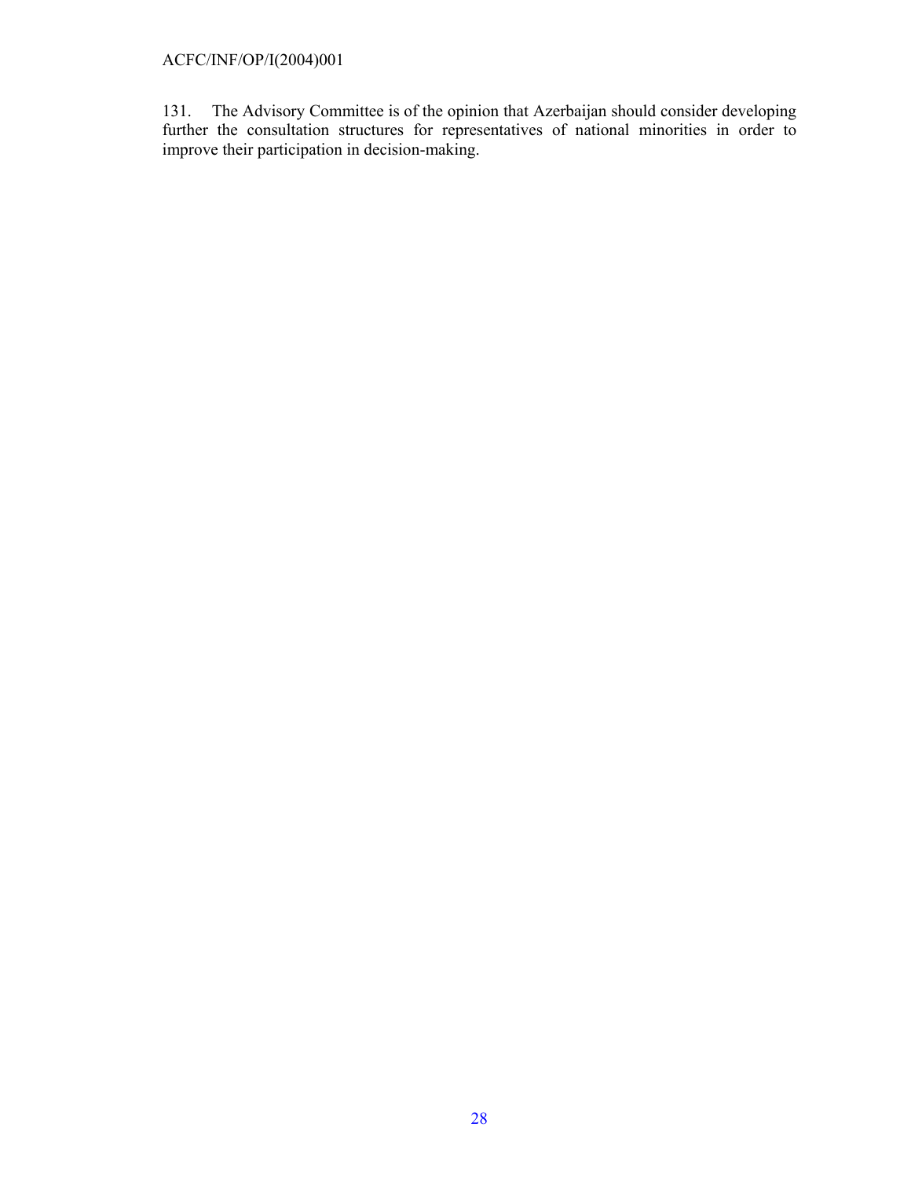131. The Advisory Committee is of the opinion that Azerbaijan should consider developing further the consultation structures for representatives of national minorities in order to improve their participation in decision-making.